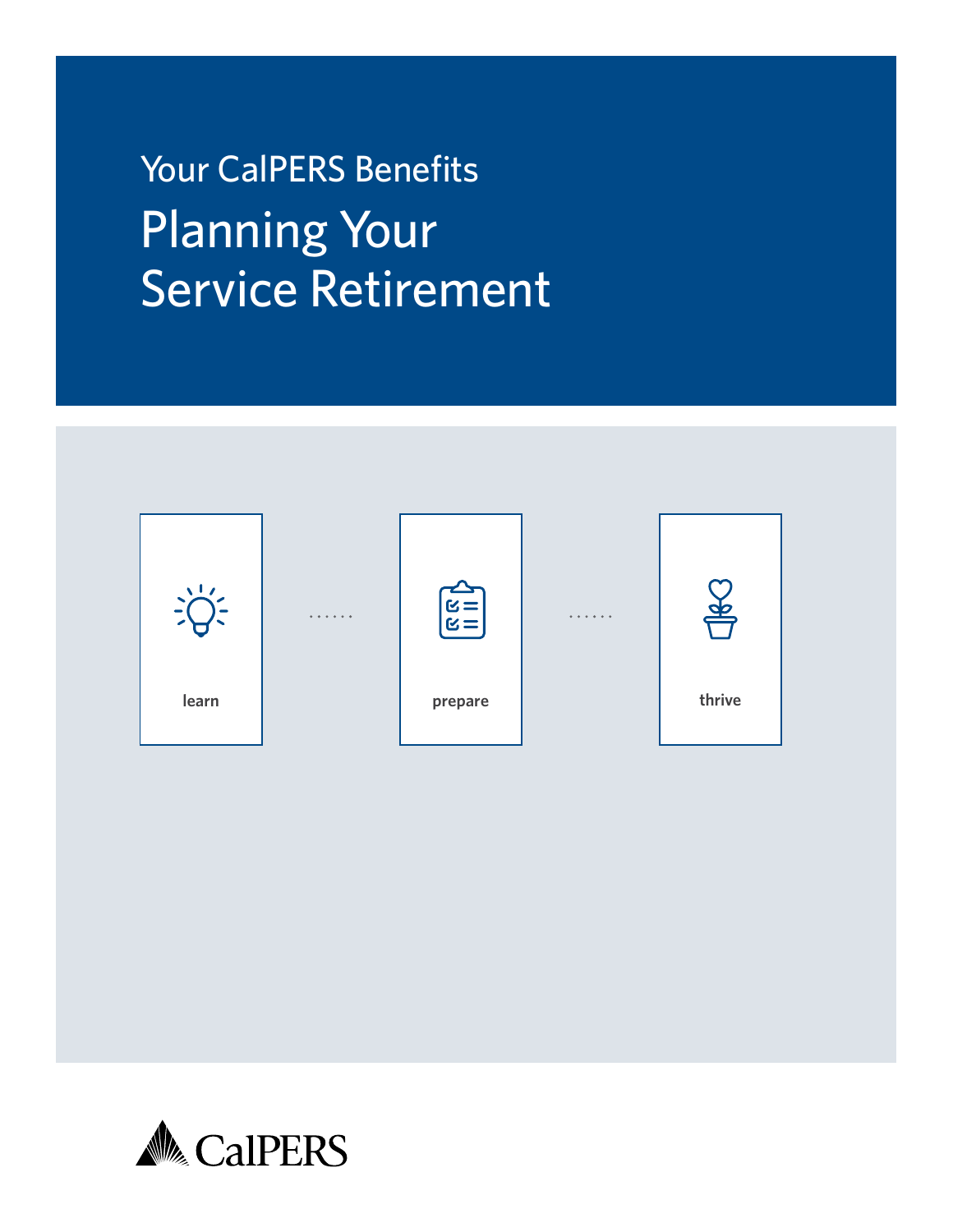Your CalPERS Benefits

# Planning Your Service Retirement

learn

prepare

thrive

CalPERS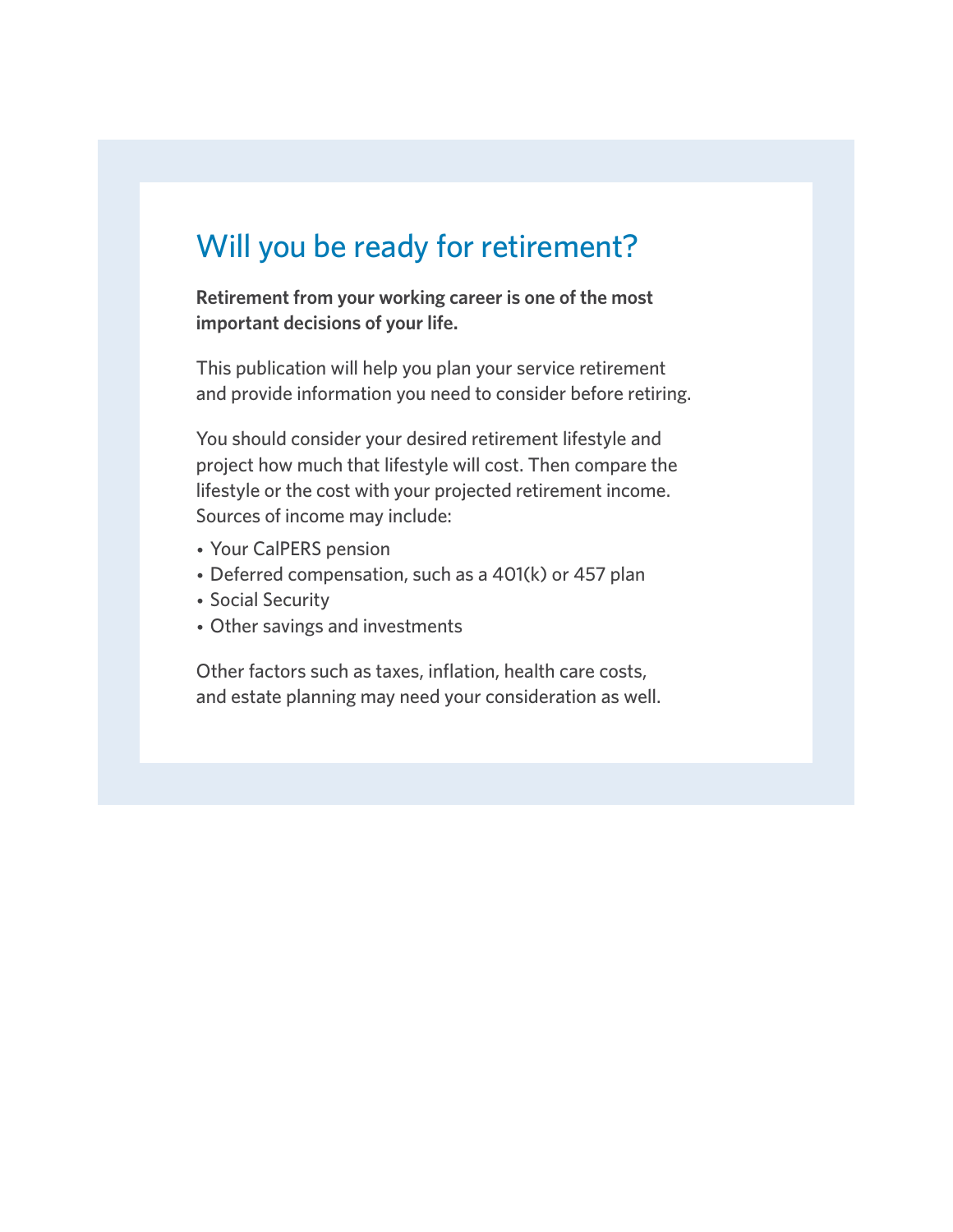# Will you be ready for retirement?

**Retirement from your working career is one of the most important decisions of your life.**

This publication will help you plan your service retirement and provide information you need to consider before retiring.

You should consider your desired retirement lifestyle and project how much that lifestyle will cost. Then compare the lifestyle or the cost with your projected retirement income. Sources of income may include:

- Your CalPERS pension
- Deferred compensation, such as a 401(k) or 457 plan
- Social Security
- Other savings and investments

Other factors such as taxes, inflation, health care costs, and estate planning may need your consideration as well.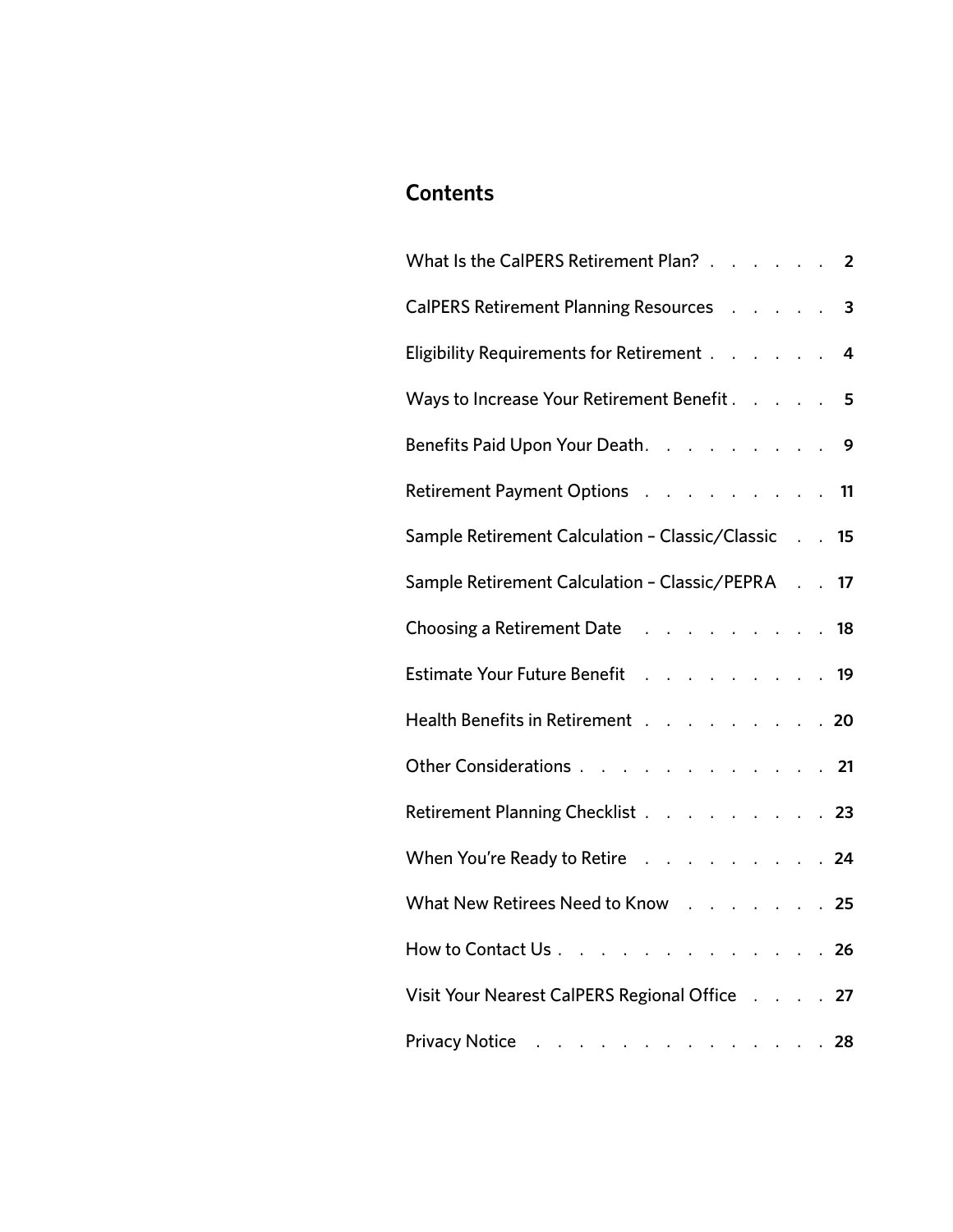## Contents

| | |
|---|---|
| What Is the CalPERS Retirement Plan? | 2 |
| CalPERS Retirement Planning Resources | 3 |
| Eligibility Requirements for Retirement | 4 |
| Ways to Increase Your Retirement Benefit | 5 |
| Benefits Paid Upon Your Death | 9 |
| Retirement Payment Options | 11 |
| Sample Retirement Calculation – Classic/Classic | 15 |
| Sample Retirement Calculation – Classic/PEPRA | 17 |
| Choosing a Retirement Date | 18 |
| Estimate Your Future Benefit | 19 |
| Health Benefits in Retirement | 20 |
| Other Considerations | 21 |
| Retirement Planning Checklist | 23 |
| When You're Ready to Retire | 24 |
| What New Retirees Need to Know | 25 |
| How to Contact Us | 26 |
| Visit Your Nearest CalPERS Regional Office | 27 |
| Privacy Notice | 28 |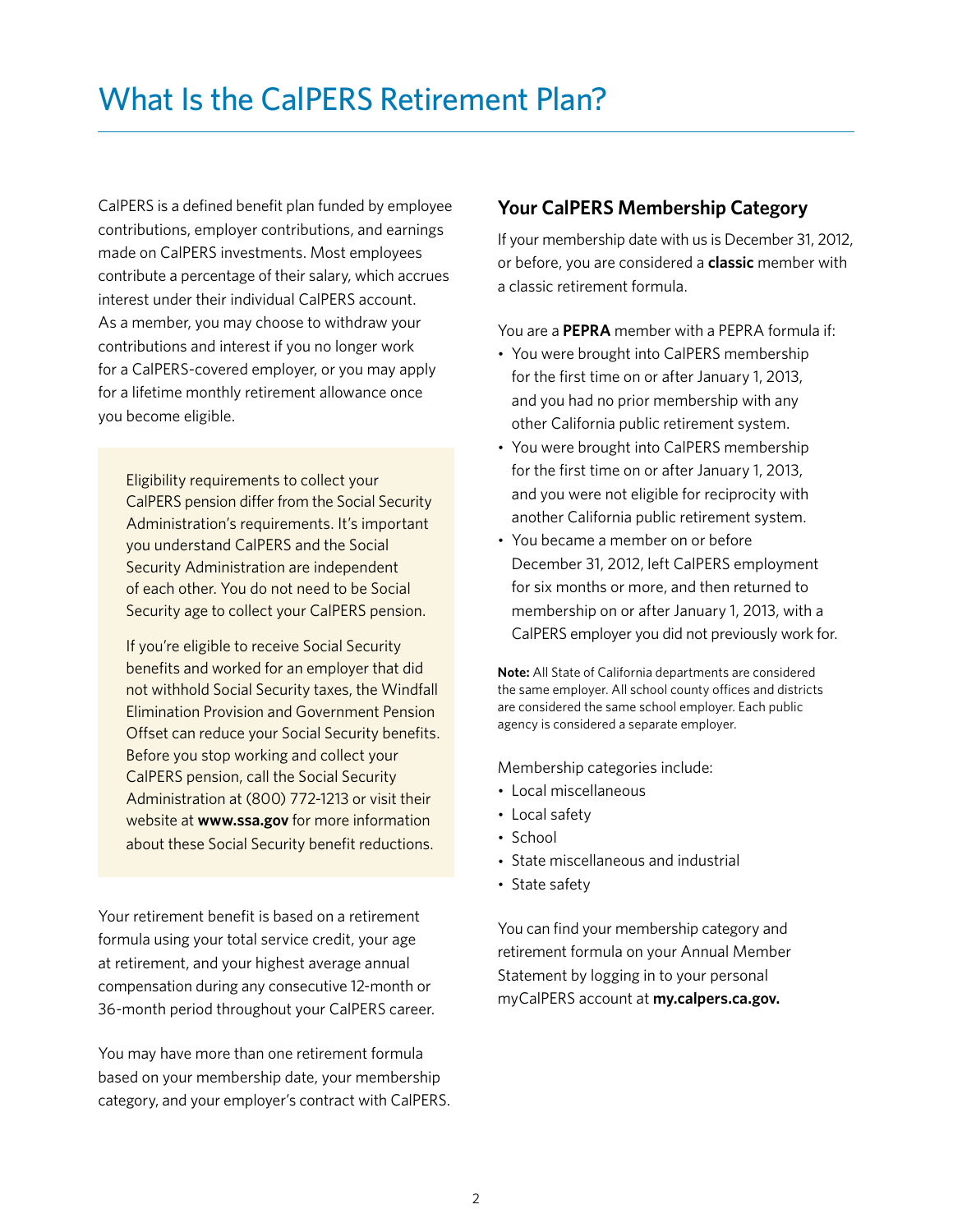# What Is the CalPERS Retirement Plan?

CalPERS is a defined benefit plan funded by employee contributions, employer contributions, and earnings made on CalPERS investments. Most employees contribute a percentage of their salary, which accrues interest under their individual CalPERS account. As a member, you may choose to withdraw your contributions and interest if you no longer work for a CalPERS-covered employer, or you may apply for a lifetime monthly retirement allowance once you become eligible.

Eligibility requirements to collect your CalPERS pension differ from the Social Security Administration's requirements. It's important you understand CalPERS and the Social Security Administration are independent of each other. You do not need to be Social Security age to collect your CalPERS pension.

If you're eligible to receive Social Security benefits and worked for an employer that did not withhold Social Security taxes, the Windfall Elimination Provision and Government Pension Offset can reduce your Social Security benefits. Before you stop working and collect your CalPERS pension, call the Social Security Administration at (800) 772-1213 or visit their website at **www.ssa.gov** for more information about these Social Security benefit reductions.

Your retirement benefit is based on a retirement formula using your total service credit, your age at retirement, and your highest average annual compensation during any consecutive 12-month or 36-month period throughout your CalPERS career.

You may have more than one retirement formula based on your membership date, your membership category, and your employer's contract with CalPERS.

## Your CalPERS Membership Category

If your membership date with us is December 31, 2012, or before, you are considered a **classic** member with a classic retirement formula.

You are a **PEPRA** member with a PEPRA formula if:

- You were brought into CalPERS membership for the first time on or after January 1, 2013, and you had no prior membership with any other California public retirement system.
- You were brought into CalPERS membership for the first time on or after January 1, 2013, and you were not eligible for reciprocity with another California public retirement system.
- You became a member on or before December 31, 2012, left CalPERS employment for six months or more, and then returned to membership on or after January 1, 2013, with a CalPERS employer you did not previously work for.

**Note:** All State of California departments are considered the same employer. All school county offices and districts are considered the same school employer. Each public agency is considered a separate employer.

Membership categories include:

- Local miscellaneous
- Local safety
- School
- State miscellaneous and industrial
- State safety

You can find your membership category and retirement formula on your Annual Member Statement by logging in to your personal myCalPERS account at **my.calpers.ca.gov.**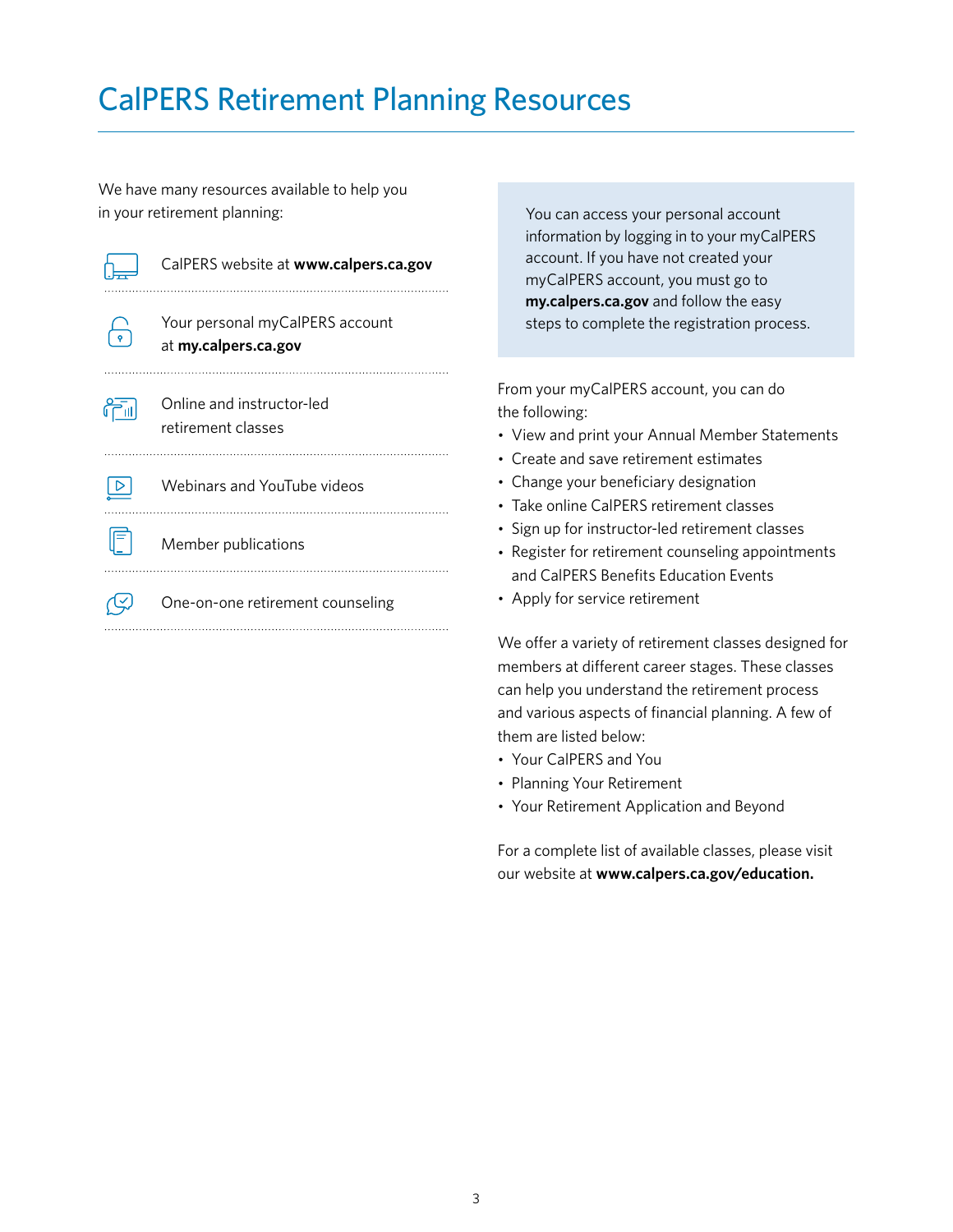# CalPERS Retirement Planning Resources

We have many resources available to help you in your retirement planning:

- CalPERS website at **www.calpers.ca.gov**
- Your personal myCalPERS account at **my.calpers.ca.gov**
- Online and instructor-led retirement classes
- Webinars and YouTube videos
- Member publications
- One-on-one retirement counseling

You can access your personal account information by logging in to your myCalPERS account. If you have not created your myCalPERS account, you must go to **my.calpers.ca.gov** and follow the easy steps to complete the registration process.

From your myCalPERS account, you can do the following:

- View and print your Annual Member Statements
- Create and save retirement estimates
- Change your beneficiary designation
- Take online CalPERS retirement classes
- Sign up for instructor-led retirement classes
- Register for retirement counseling appointments and CalPERS Benefits Education Events
- Apply for service retirement

We offer a variety of retirement classes designed for members at different career stages. These classes can help you understand the retirement process and various aspects of financial planning. A few of them are listed below:

- Your CalPERS and You
- Planning Your Retirement
- Your Retirement Application and Beyond

For a complete list of available classes, please visit our website at **www.calpers.ca.gov/education.**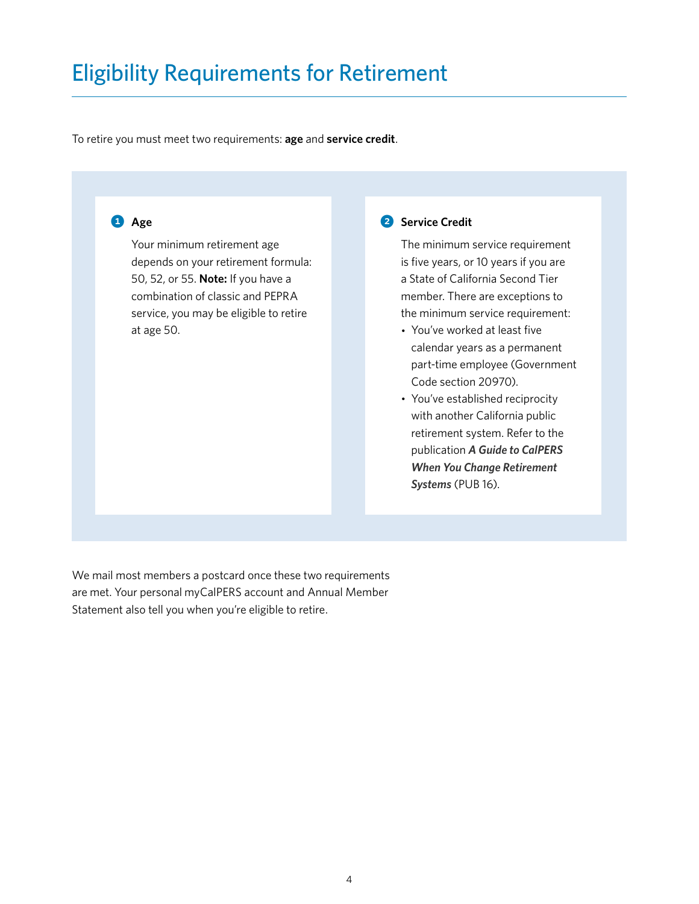# Eligibility Requirements for Retirement

To retire you must meet two requirements: **age** and **service credit**.

### 1 Age

Your minimum retirement age depends on your retirement formula: 50, 52, or 55. **Note:** If you have a combination of classic and PEPRA service, you may be eligible to retire at age 50.

### 2 Service Credit

The minimum service requirement is five years, or 10 years if you are a State of California Second Tier member. There are exceptions to the minimum service requirement:

- You've worked at least five calendar years as a permanent part-time employee (Government Code section 20970).
- You've established reciprocity with another California public retirement system. Refer to the publication ***A Guide to CalPERS When You Change Retirement Systems*** (PUB 16).

We mail most members a postcard once these two requirements are met. Your personal myCalPERS account and Annual Member Statement also tell you when you're eligible to retire.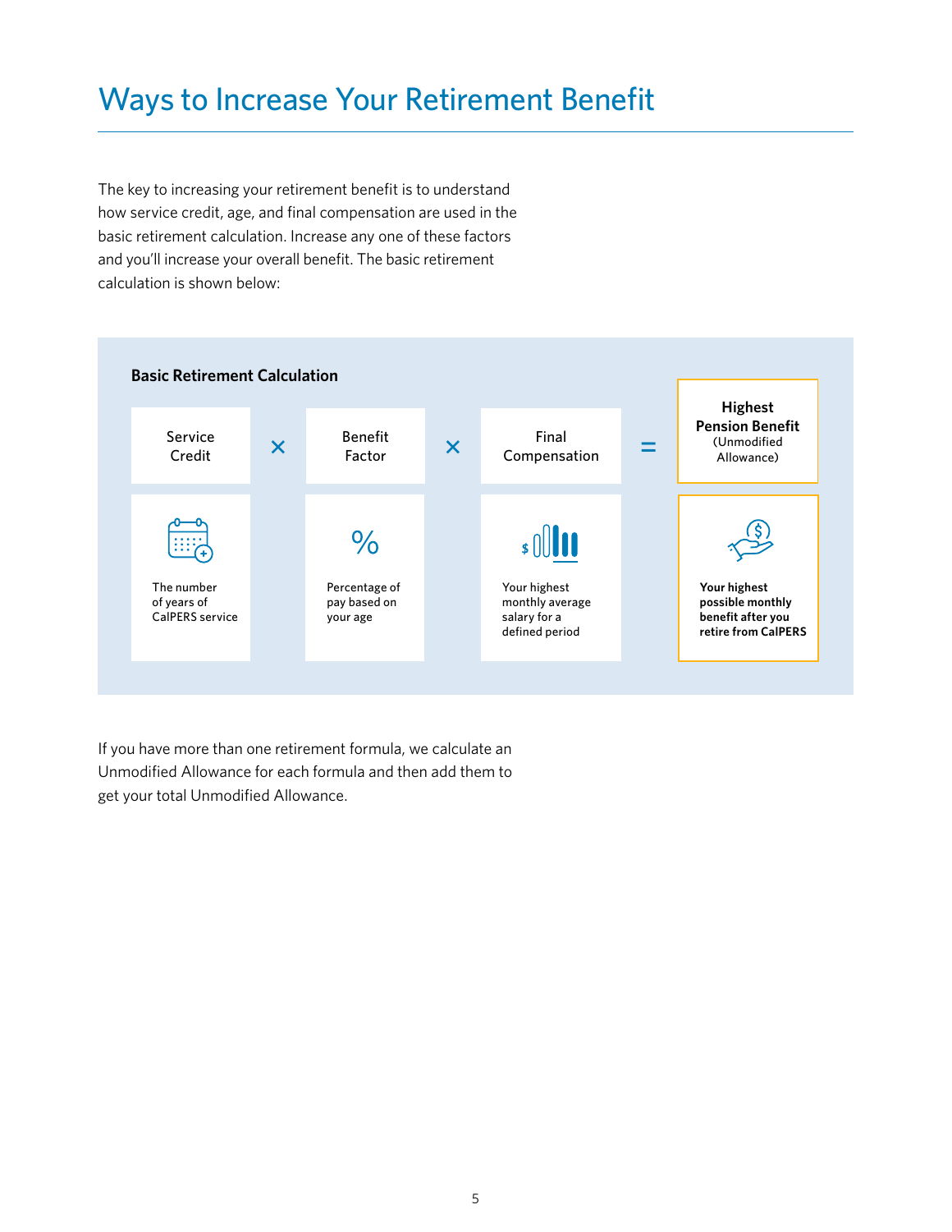# Ways to Increase Your Retirement Benefit

The key to increasing your retirement benefit is to understand how service credit, age, and final compensation are used in the basic retirement calculation. Increase any one of these factors and you'll increase your overall benefit. The basic retirement calculation is shown below:

**Basic Retirement Calculation**

| Service Credit | × | Benefit Factor | × | Final Compensation | = | **Highest Pension Benefit** (Unmodified Allowance) |
|---|---|---|---|---|---|---|
| The number of years of CalPERS service | | Percentage of pay based on your age | | Your highest monthly average salary for a defined period | | **Your highest possible monthly benefit after you retire from CalPERS** |

If you have more than one retirement formula, we calculate an Unmodified Allowance for each formula and then add them to get your total Unmodified Allowance.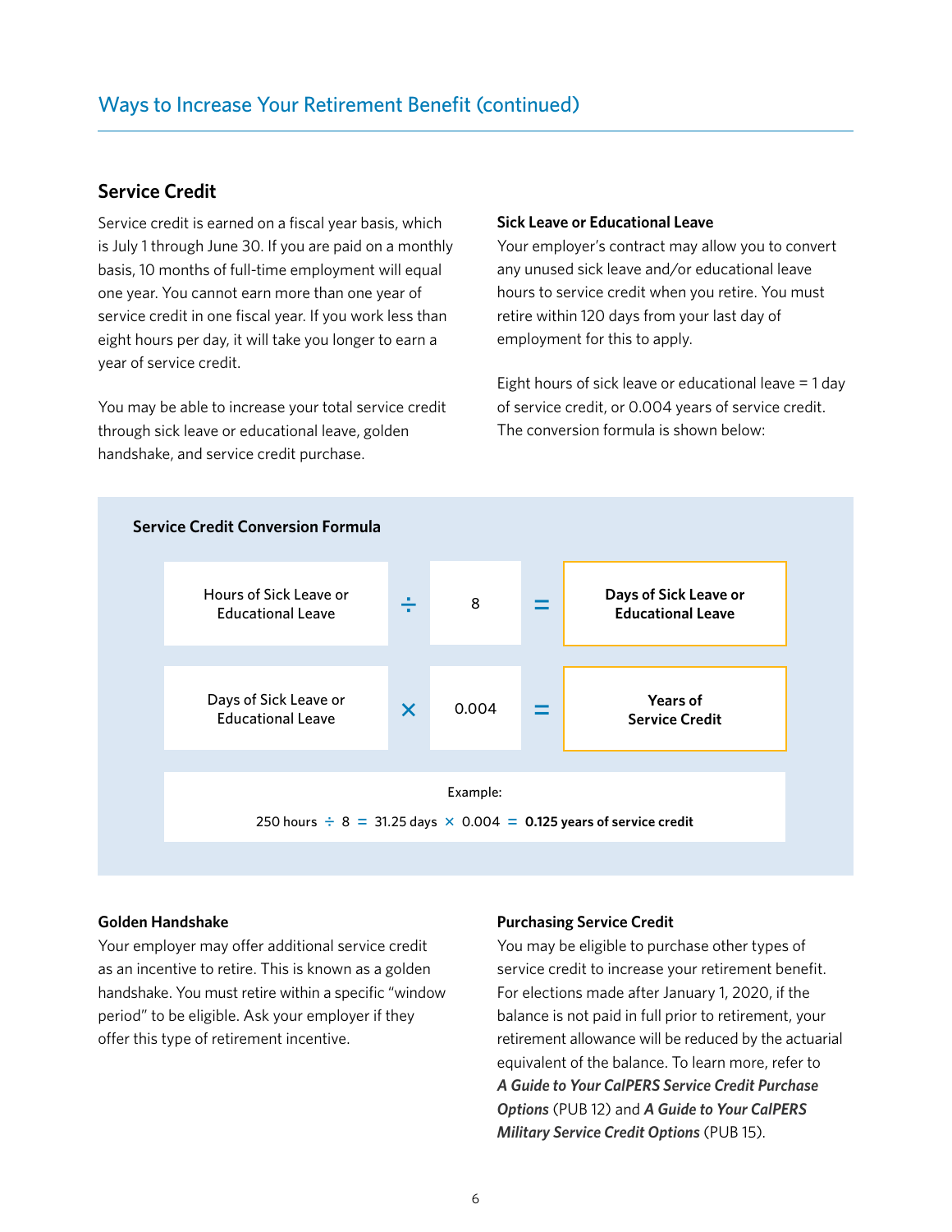## Ways to Increase Your Retirement Benefit (continued)

### Service Credit

Service credit is earned on a fiscal year basis, which is July 1 through June 30. If you are paid on a monthly basis, 10 months of full-time employment will equal one year. You cannot earn more than one year of service credit in one fiscal year. If you work less than eight hours per day, it will take you longer to earn a year of service credit.

You may be able to increase your total service credit through sick leave or educational leave, golden handshake, and service credit purchase.

#### Sick Leave or Educational Leave

Your employer's contract may allow you to convert any unused sick leave and/or educational leave hours to service credit when you retire. You must retire within 120 days from your last day of employment for this to apply.

Eight hours of sick leave or educational leave = 1 day of service credit, or 0.004 years of service credit. The conversion formula is shown below:

**Service Credit Conversion Formula**

| | | | | |
|---|---|---|---|---|
| Hours of Sick Leave or Educational Leave | ÷ | 8 | = | **Days of Sick Leave or Educational Leave** |
| Days of Sick Leave or Educational Leave | × | 0.004 | = | **Years of Service Credit** |

Example:

250 hours ÷ 8 = 31.25 days × 0.004 = **0.125 years of service credit**

#### Golden Handshake

Your employer may offer additional service credit as an incentive to retire. This is known as a golden handshake. You must retire within a specific "window period" to be eligible. Ask your employer if they offer this type of retirement incentive.

#### Purchasing Service Credit

You may be eligible to purchase other types of service credit to increase your retirement benefit. For elections made after January 1, 2020, if the balance is not paid in full prior to retirement, your retirement allowance will be reduced by the actuarial equivalent of the balance. To learn more, refer to ***A Guide to Your CalPERS Service Credit Purchase Options*** (PUB 12) and ***A Guide to Your CalPERS Military Service Credit Options*** (PUB 15).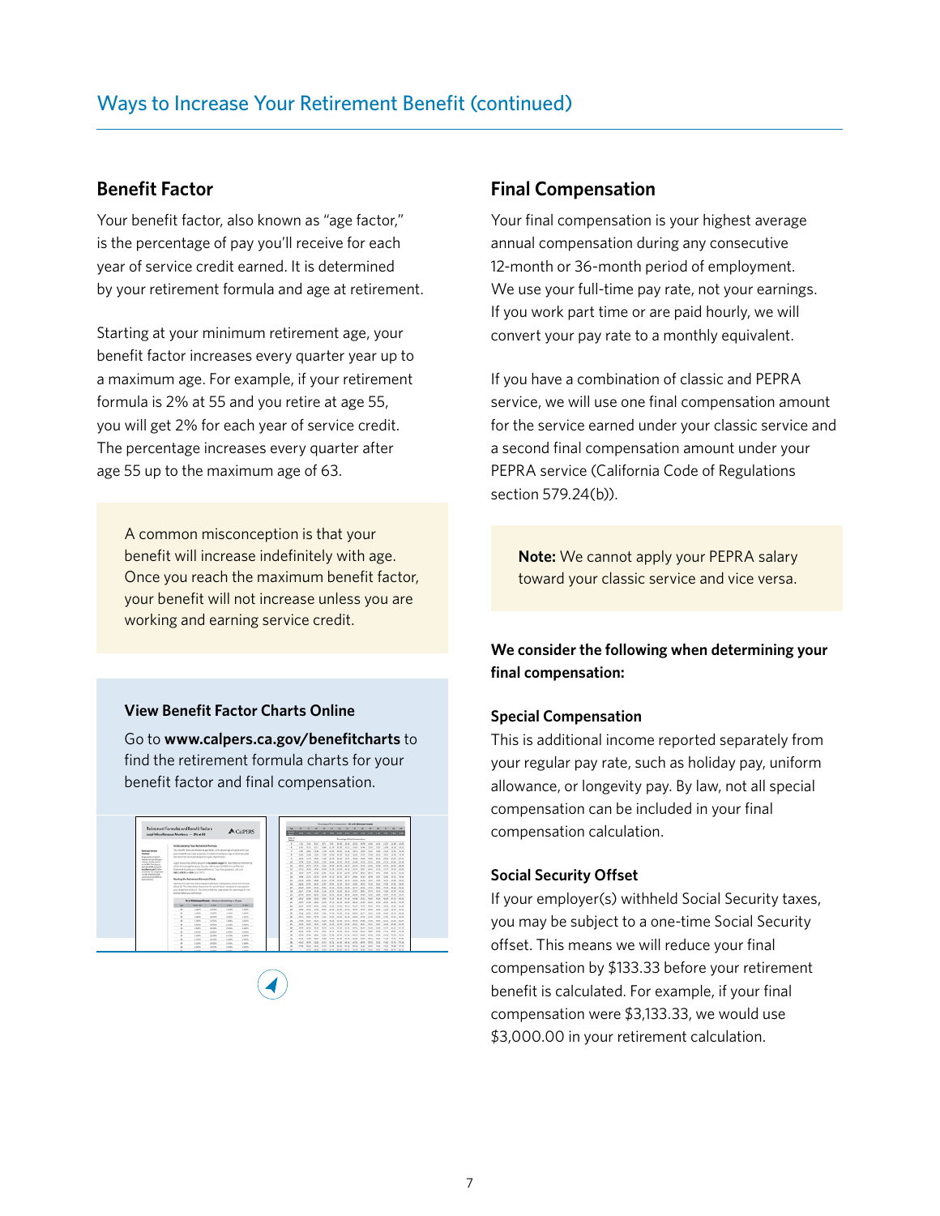## Ways to Increase Your Retirement Benefit (continued)

### Benefit Factor

Your benefit factor, also known as "age factor," is the percentage of pay you'll receive for each year of service credit earned. It is determined by your retirement formula and age at retirement.

Starting at your minimum retirement age, your benefit factor increases every quarter year up to a maximum age. For example, if your retirement formula is 2% at 55 and you retire at age 55, you will get 2% for each year of service credit. The percentage increases every quarter after age 55 up to the maximum age of 63.

A common misconception is that your benefit will increase indefinitely with age. Once you reach the maximum benefit factor, your benefit will not increase unless you are working and earning service credit.

**View Benefit Factor Charts Online**

Go to **www.calpers.ca.gov/benefitcharts** to find the retirement formula charts for your benefit factor and final compensation.

### Final Compensation

Your final compensation is your highest average annual compensation during any consecutive 12-month or 36-month period of employment. We use your full-time pay rate, not your earnings. If you work part time or are paid hourly, we will convert your pay rate to a monthly equivalent.

If you have a combination of classic and PEPRA service, we will use one final compensation amount for the service earned under your classic service and a second final compensation amount under your PEPRA service (California Code of Regulations section 579.24(b)).

**Note:** We cannot apply your PEPRA salary toward your classic service and vice versa.

**We consider the following when determining your final compensation:**

**Special Compensation**

This is additional income reported separately from your regular pay rate, such as holiday pay, uniform allowance, or longevity pay. By law, not all special compensation can be included in your final compensation calculation.

**Social Security Offset**

If your employer(s) withheld Social Security taxes, you may be subject to a one-time Social Security offset. This means we will reduce your final compensation by $133.33 before your retirement benefit is calculated. For example, if your final compensation were $3,133.33, we would use $3,000.00 in your retirement calculation.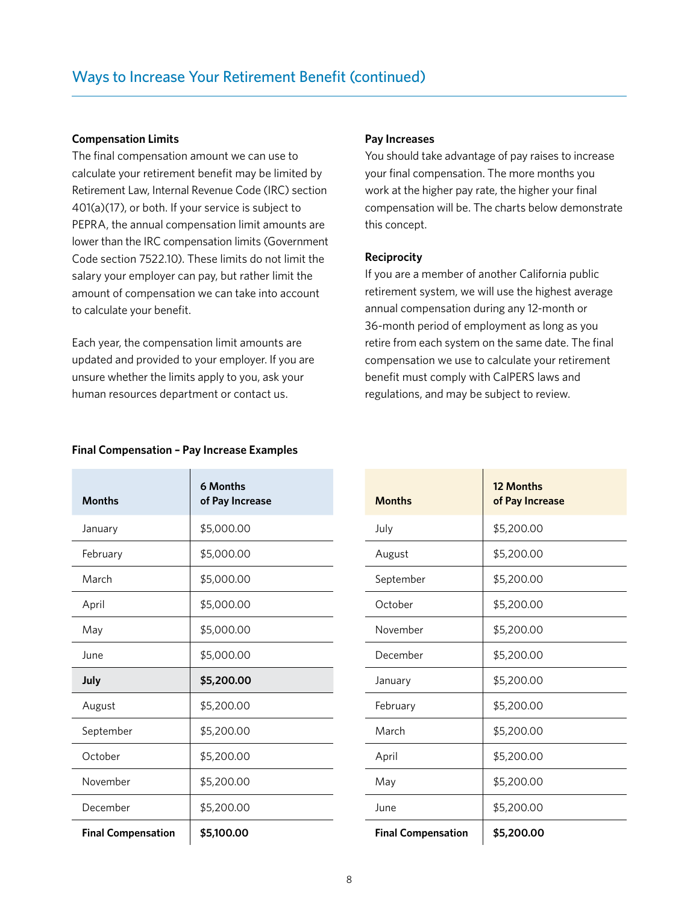## Ways to Increase Your Retirement Benefit (continued)

**Compensation Limits**

The final compensation amount we can use to calculate your retirement benefit may be limited by Retirement Law, Internal Revenue Code (IRC) section 401(a)(17), or both. If your service is subject to PEPRA, the annual compensation limit amounts are lower than the IRC compensation limits (Government Code section 7522.10). These limits do not limit the salary your employer can pay, but rather limit the amount of compensation we can take into account to calculate your benefit.

Each year, the compensation limit amounts are updated and provided to your employer. If you are unsure whether the limits apply to you, ask your human resources department or contact us.

**Pay Increases**

You should take advantage of pay raises to increase your final compensation. The more months you work at the higher pay rate, the higher your final compensation will be. The charts below demonstrate this concept.

**Reciprocity**

If you are a member of another California public retirement system, we will use the highest average annual compensation during any 12-month or 36-month period of employment as long as you retire from each system on the same date. The final compensation we use to calculate your retirement benefit must comply with CalPERS laws and regulations, and may be subject to review.

**Final Compensation – Pay Increase Examples**

| Months | 6 Months of Pay Increase |
|---|---|
| January | $5,000.00 |
| February | $5,000.00 |
| March | $5,000.00 |
| April | $5,000.00 |
| May | $5,000.00 |
| June | $5,000.00 |
| **July** | **$5,200.00** |
| August | $5,200.00 |
| September | $5,200.00 |
| October | $5,200.00 |
| November | $5,200.00 |
| December | $5,200.00 |
| **Final Compensation** | **$5,100.00** |

| Months | 12 Months of Pay Increase |
|---|---|
| July | $5,200.00 |
| August | $5,200.00 |
| September | $5,200.00 |
| October | $5,200.00 |
| November | $5,200.00 |
| December | $5,200.00 |
| January | $5,200.00 |
| February | $5,200.00 |
| March | $5,200.00 |
| April | $5,200.00 |
| May | $5,200.00 |
| June | $5,200.00 |
| **Final Compensation** | **$5,200.00** |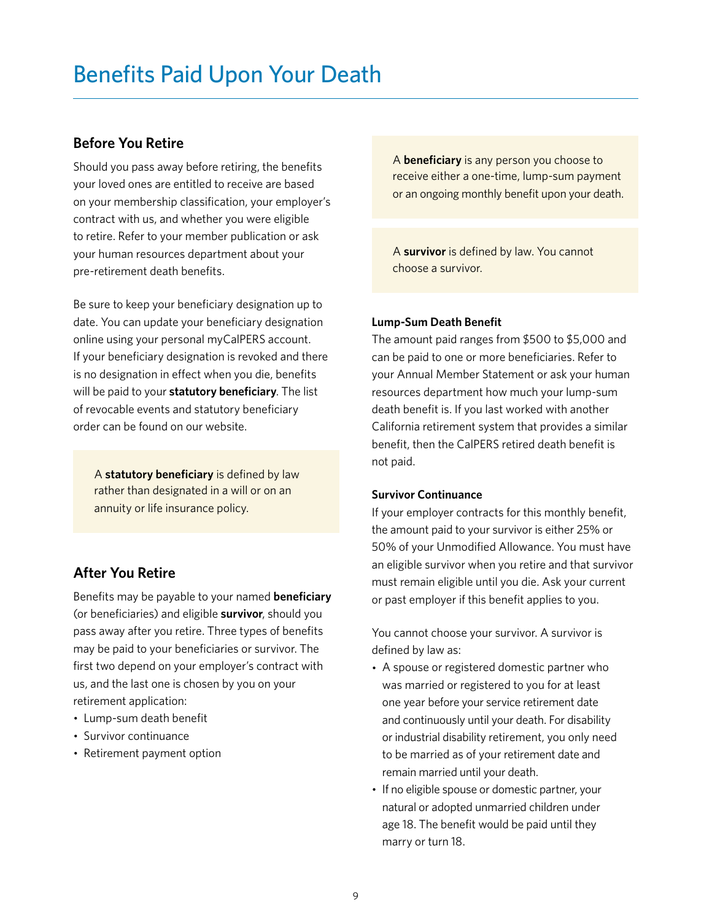# Benefits Paid Upon Your Death

## Before You Retire

Should you pass away before retiring, the benefits your loved ones are entitled to receive are based on your membership classification, your employer's contract with us, and whether you were eligible to retire. Refer to your member publication or ask your human resources department about your pre-retirement death benefits.

Be sure to keep your beneficiary designation up to date. You can update your beneficiary designation online using your personal myCalPERS account. If your beneficiary designation is revoked and there is no designation in effect when you die, benefits will be paid to your **statutory beneficiary**. The list of revocable events and statutory beneficiary order can be found on our website.

> A **statutory beneficiary** is defined by law rather than designated in a will or on an annuity or life insurance policy.

## After You Retire

Benefits may be payable to your named **beneficiary** (or beneficiaries) and eligible **survivor**, should you pass away after you retire. Three types of benefits may be paid to your beneficiaries or survivor. The first two depend on your employer's contract with us, and the last one is chosen by you on your retirement application:

- Lump-sum death benefit
- Survivor continuance
- Retirement payment option

> A **beneficiary** is any person you choose to receive either a one-time, lump-sum payment or an ongoing monthly benefit upon your death.

> A **survivor** is defined by law. You cannot choose a survivor.

#### Lump-Sum Death Benefit

The amount paid ranges from $500 to $5,000 and can be paid to one or more beneficiaries. Refer to your Annual Member Statement or ask your human resources department how much your lump-sum death benefit is. If you last worked with another California retirement system that provides a similar benefit, then the CalPERS retired death benefit is not paid.

#### Survivor Continuance

If your employer contracts for this monthly benefit, the amount paid to your survivor is either 25% or 50% of your Unmodified Allowance. You must have an eligible survivor when you retire and that survivor must remain eligible until you die. Ask your current or past employer if this benefit applies to you.

You cannot choose your survivor. A survivor is defined by law as:

- A spouse or registered domestic partner who was married or registered to you for at least one year before your service retirement date and continuously until your death. For disability or industrial disability retirement, you only need to be married as of your retirement date and remain married until your death.
- If no eligible spouse or domestic partner, your natural or adopted unmarried children under age 18. The benefit would be paid until they marry or turn 18.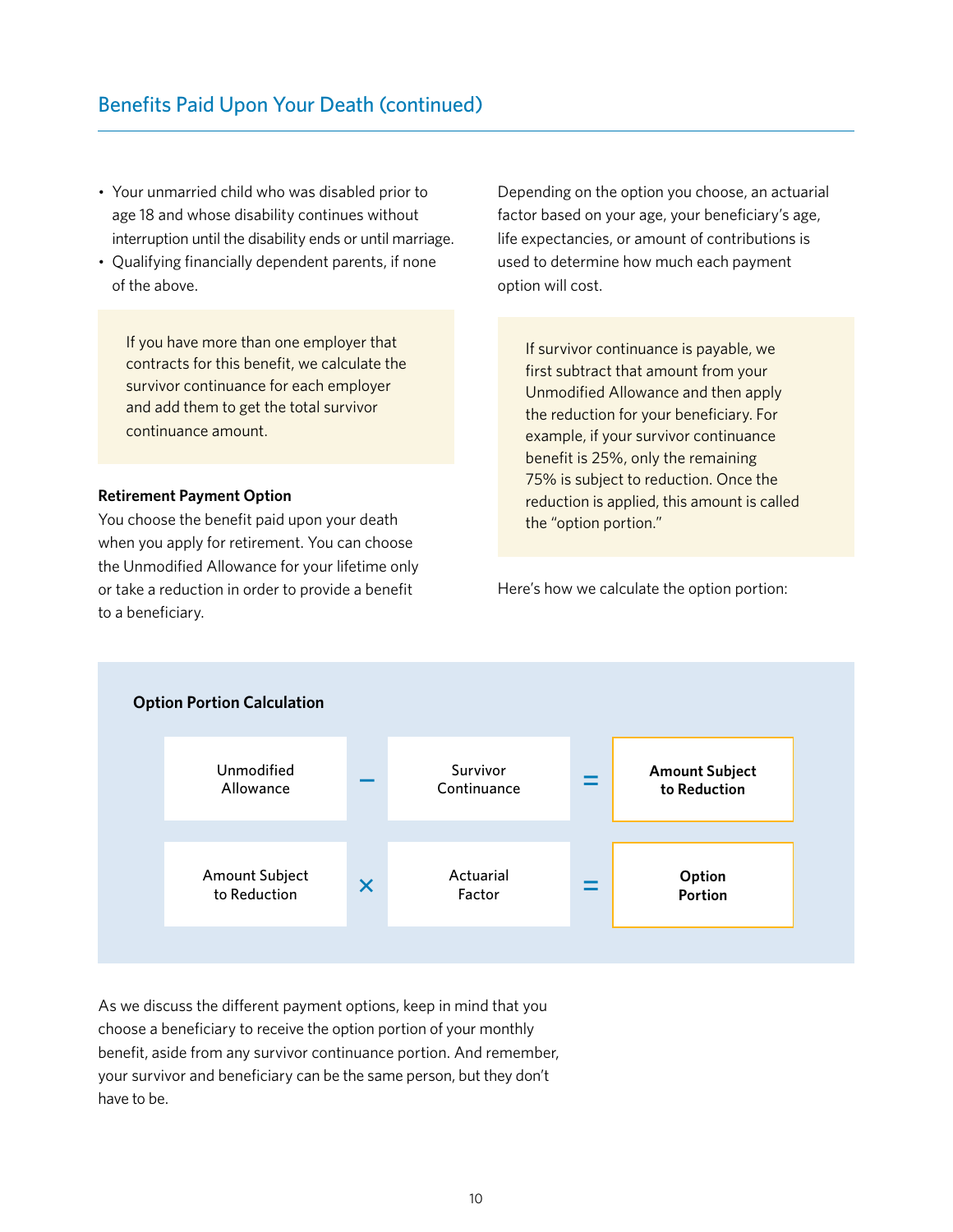## Benefits Paid Upon Your Death (continued)

- Your unmarried child who was disabled prior to age 18 and whose disability continues without interruption until the disability ends or until marriage.
- Qualifying financially dependent parents, if none of the above.

> If you have more than one employer that contracts for this benefit, we calculate the survivor continuance for each employer and add them to get the total survivor continuance amount.

**Retirement Payment Option**

You choose the benefit paid upon your death when you apply for retirement. You can choose the Unmodified Allowance for your lifetime only or take a reduction in order to provide a benefit to a beneficiary.

Depending on the option you choose, an actuarial factor based on your age, your beneficiary's age, life expectancies, or amount of contributions is used to determine how much each payment option will cost.

> If survivor continuance is payable, we first subtract that amount from your Unmodified Allowance and then apply the reduction for your beneficiary. For example, if your survivor continuance benefit is 25%, only the remaining 75% is subject to reduction. Once the reduction is applied, this amount is called the "option portion."

Here's how we calculate the option portion:

**Option Portion Calculation**

Unmodified Allowance − Survivor Continuance = **Amount Subject to Reduction**

Amount Subject to Reduction × Actuarial Factor = **Option Portion**

As we discuss the different payment options, keep in mind that you choose a beneficiary to receive the option portion of your monthly benefit, aside from any survivor continuance portion. And remember, your survivor and beneficiary can be the same person, but they don't have to be.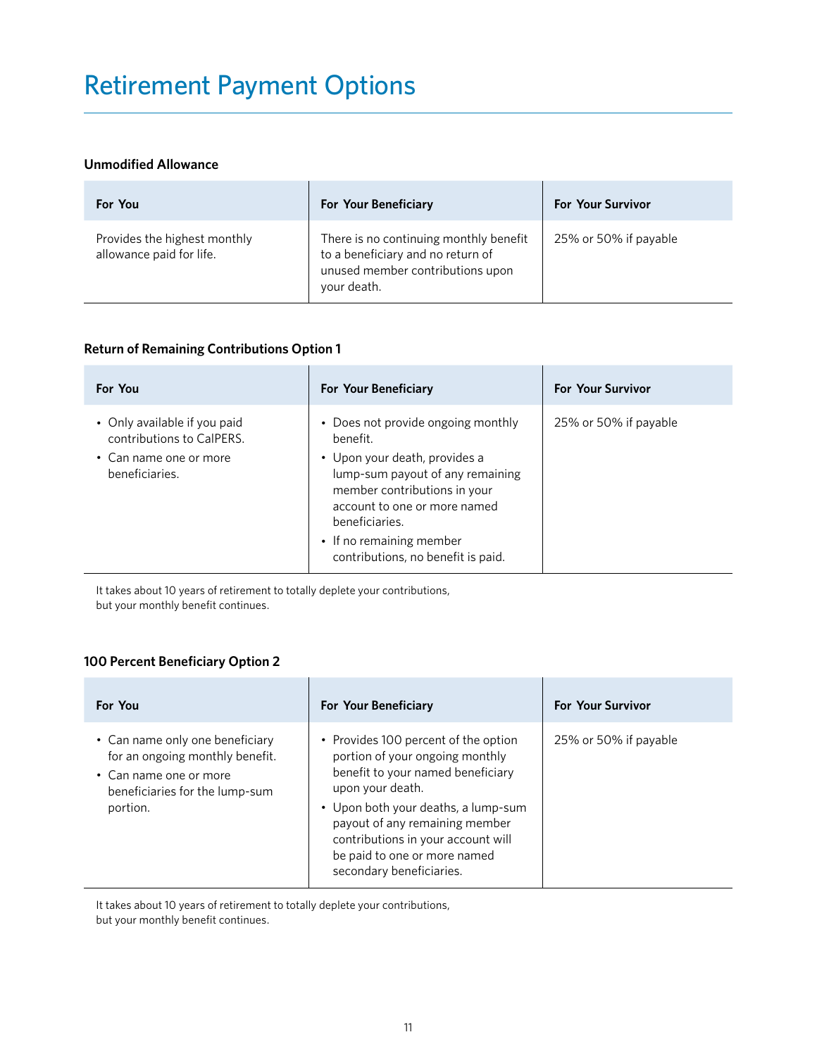# Retirement Payment Options

### Unmodified Allowance

| For You | For Your Beneficiary | For Your Survivor |
| --- | --- | --- |
| Provides the highest monthly allowance paid for life. | There is no continuing monthly benefit to a beneficiary and no return of unused member contributions upon your death. | 25% or 50% if payable |

### Return of Remaining Contributions Option 1

| For You | For Your Beneficiary | For Your Survivor |
| --- | --- | --- |
| • Only available if you paid contributions to CalPERS.<br>• Can name one or more beneficiaries. | • Does not provide ongoing monthly benefit.<br>• Upon your death, provides a lump-sum payout of any remaining member contributions in your account to one or more named beneficiaries.<br>• If no remaining member contributions, no benefit is paid. | 25% or 50% if payable |

It takes about 10 years of retirement to totally deplete your contributions, but your monthly benefit continues.

### 100 Percent Beneficiary Option 2

| For You | For Your Beneficiary | For Your Survivor |
| --- | --- | --- |
| • Can name only one beneficiary for an ongoing monthly benefit.<br>• Can name one or more beneficiaries for the lump-sum portion. | • Provides 100 percent of the option portion of your ongoing monthly benefit to your named beneficiary upon your death.<br>• Upon both your deaths, a lump-sum payout of any remaining member contributions in your account will be paid to one or more named secondary beneficiaries. | 25% or 50% if payable |

It takes about 10 years of retirement to totally deplete your contributions, but your monthly benefit continues.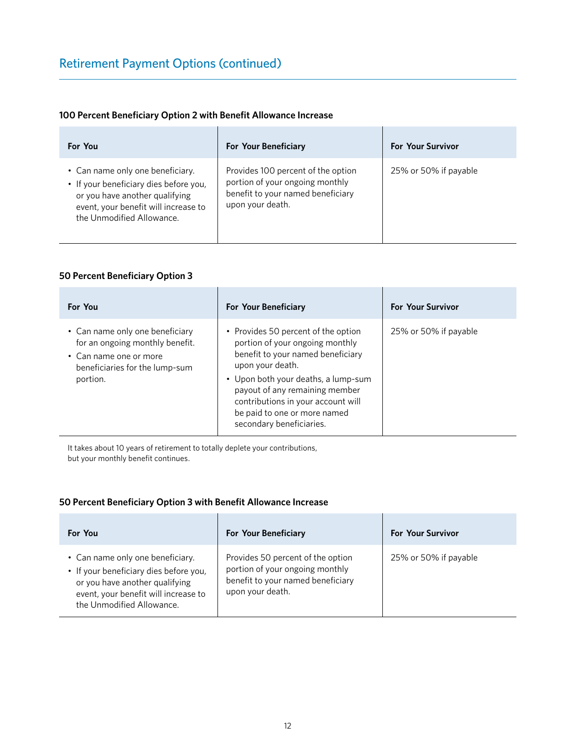## Retirement Payment Options (continued)

### 100 Percent Beneficiary Option 2 with Benefit Allowance Increase

| For You | For Your Beneficiary | For Your Survivor |
|---|---|---|
| • Can name only one beneficiary.<br>• If your beneficiary dies before you, or you have another qualifying event, your benefit will increase to the Unmodified Allowance. | Provides 100 percent of the option portion of your ongoing monthly benefit to your named beneficiary upon your death. | 25% or 50% if payable |

### 50 Percent Beneficiary Option 3

| For You | For Your Beneficiary | For Your Survivor |
|---|---|---|
| • Can name only one beneficiary for an ongoing monthly benefit.<br>• Can name one or more beneficiaries for the lump-sum portion. | • Provides 50 percent of the option portion of your ongoing monthly benefit to your named beneficiary upon your death.<br>• Upon both your deaths, a lump-sum payout of any remaining member contributions in your account will be paid to one or more named secondary beneficiaries. | 25% or 50% if payable |

It takes about 10 years of retirement to totally deplete your contributions, but your monthly benefit continues.

### 50 Percent Beneficiary Option 3 with Benefit Allowance Increase

| For You | For Your Beneficiary | For Your Survivor |
|---|---|---|
| • Can name only one beneficiary.<br>• If your beneficiary dies before you, or you have another qualifying event, your benefit will increase to the Unmodified Allowance. | Provides 50 percent of the option portion of your ongoing monthly benefit to your named beneficiary upon your death. | 25% or 50% if payable |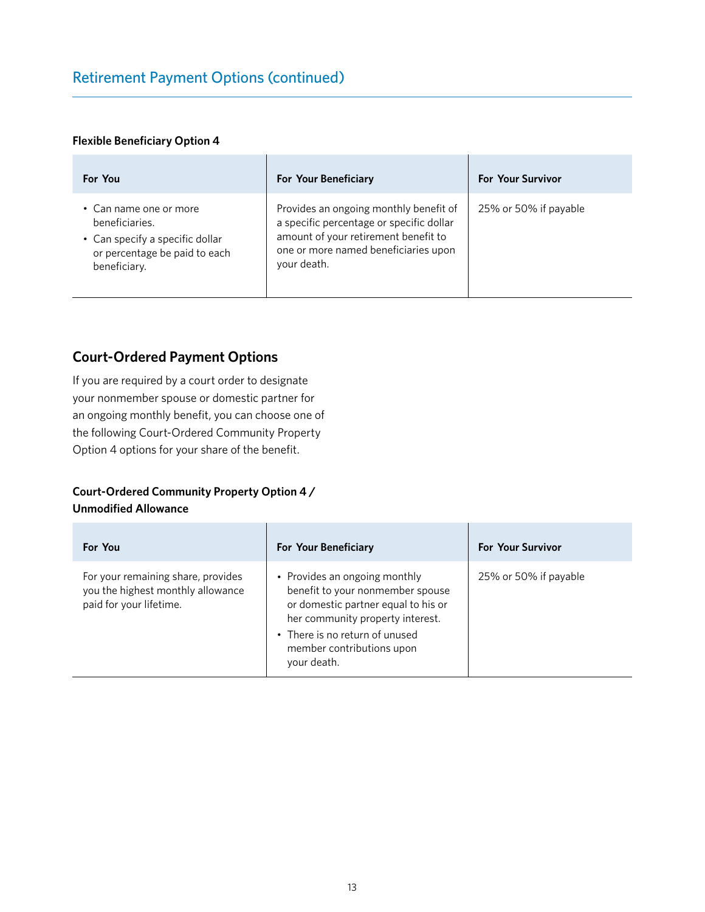## Retirement Payment Options (continued)

**Flexible Beneficiary Option 4**

| For You | For Your Beneficiary | For Your Survivor |
|---|---|---|
| • Can name one or more beneficiaries.<br>• Can specify a specific dollar or percentage be paid to each beneficiary. | Provides an ongoing monthly benefit of a specific percentage or specific dollar amount of your retirement benefit to one or more named beneficiaries upon your death. | 25% or 50% if payable |

### Court-Ordered Payment Options

If you are required by a court order to designate your nonmember spouse or domestic partner for an ongoing monthly benefit, you can choose one of the following Court-Ordered Community Property Option 4 options for your share of the benefit.

**Court-Ordered Community Property Option 4 / Unmodified Allowance**

| For You | For Your Beneficiary | For Your Survivor |
|---|---|---|
| For your remaining share, provides you the highest monthly allowance paid for your lifetime. | • Provides an ongoing monthly benefit to your nonmember spouse or domestic partner equal to his or her community property interest.<br>• There is no return of unused member contributions upon your death. | 25% or 50% if payable |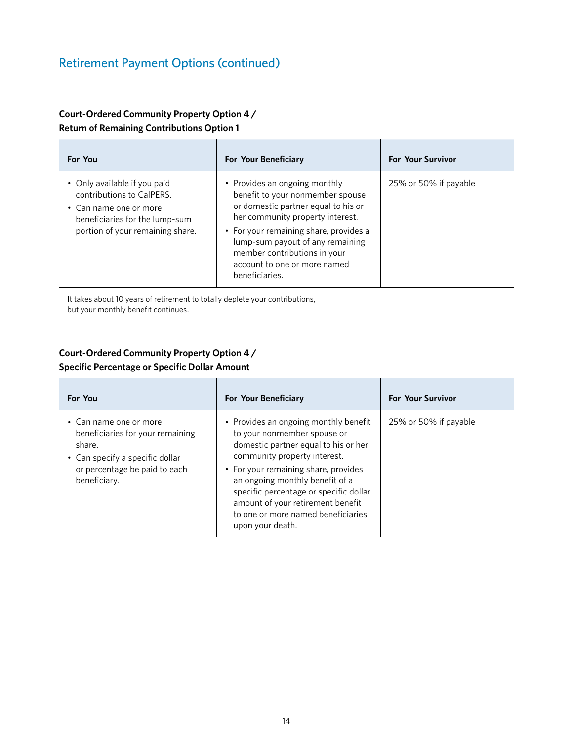## Retirement Payment Options (continued)

**Court-Ordered Community Property Option 4 / Return of Remaining Contributions Option 1**

| For You | For Your Beneficiary | For Your Survivor |
|---|---|---|
| • Only available if you paid contributions to CalPERS.<br>• Can name one or more beneficiaries for the lump-sum portion of your remaining share. | • Provides an ongoing monthly benefit to your nonmember spouse or domestic partner equal to his or her community property interest.<br>• For your remaining share, provides a lump-sum payout of any remaining member contributions in your account to one or more named beneficiaries. | 25% or 50% if payable |

It takes about 10 years of retirement to totally deplete your contributions, but your monthly benefit continues.

**Court-Ordered Community Property Option 4 / Specific Percentage or Specific Dollar Amount**

| For You | For Your Beneficiary | For Your Survivor |
|---|---|---|
| • Can name one or more beneficiaries for your remaining share.<br>• Can specify a specific dollar or percentage be paid to each beneficiary. | • Provides an ongoing monthly benefit to your nonmember spouse or domestic partner equal to his or her community property interest.<br>• For your remaining share, provides an ongoing monthly benefit of a specific percentage or specific dollar amount of your retirement benefit to one or more named beneficiaries upon your death. | 25% or 50% if payable |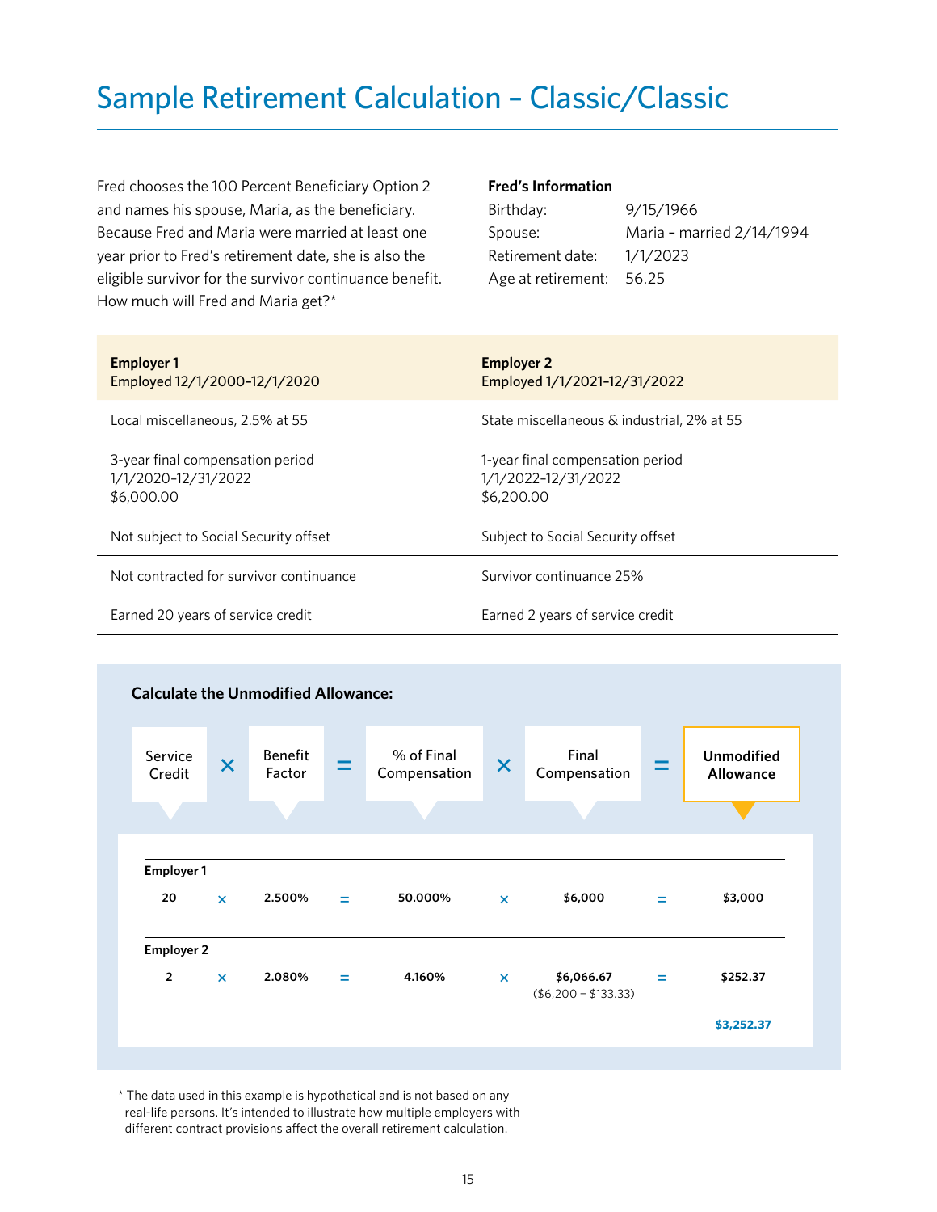# Sample Retirement Calculation – Classic/Classic

Fred chooses the 100 Percent Beneficiary Option 2 and names his spouse, Maria, as the beneficiary. Because Fred and Maria were married at least one year prior to Fred's retirement date, she is also the eligible survivor for the survivor continuance benefit. How much will Fred and Maria get?*

**Fred's Information**

| | |
|---|---|
| Birthday: | 9/15/1966 |
| Spouse: | Maria – married 2/14/1994 |
| Retirement date: | 1/1/2023 |
| Age at retirement: | 56.25 |

| **Employer 1**<br>**Employed 12/1/2000–12/1/2020** | **Employer 2**<br>**Employed 1/1/2021–12/31/2022** |
|---|---|
| Local miscellaneous, 2.5% at 55 | State miscellaneous & industrial, 2% at 55 |
| 3-year final compensation period<br>1/1/2020–12/31/2022<br>$6,000.00 | 1-year final compensation period<br>1/1/2022–12/31/2022<br>$6,200.00 |
| Not subject to Social Security offset | Subject to Social Security offset |
| Not contracted for survivor continuance | Survivor continuance 25% |
| Earned 20 years of service credit | Earned 2 years of service credit |

**Calculate the Unmodified Allowance:**

Service Credit × Benefit Factor = % of Final Compensation × Final Compensation = **Unmodified Allowance**

| | Service Credit | | Benefit Factor | | % of Final Compensation | | Final Compensation | | Unmodified Allowance |
|---|---|---|---|---|---|---|---|---|---|
| **Employer 1** | | | | | | | | | |
| | **20** | × | **2.500%** | = | **50.000%** | × | **$6,000** | = | **$3,000** |
| **Employer 2** | | | | | | | | | |
| | **2** | × | **2.080%** | = | **4.160%** | × | **$6,066.67**<br>($6,200 − $133.33) | = | **$252.37** |
| | | | | | | | | | **$3,252.37** |

\* The data used in this example is hypothetical and is not based on any real-life persons. It's intended to illustrate how multiple employers with different contract provisions affect the overall retirement calculation.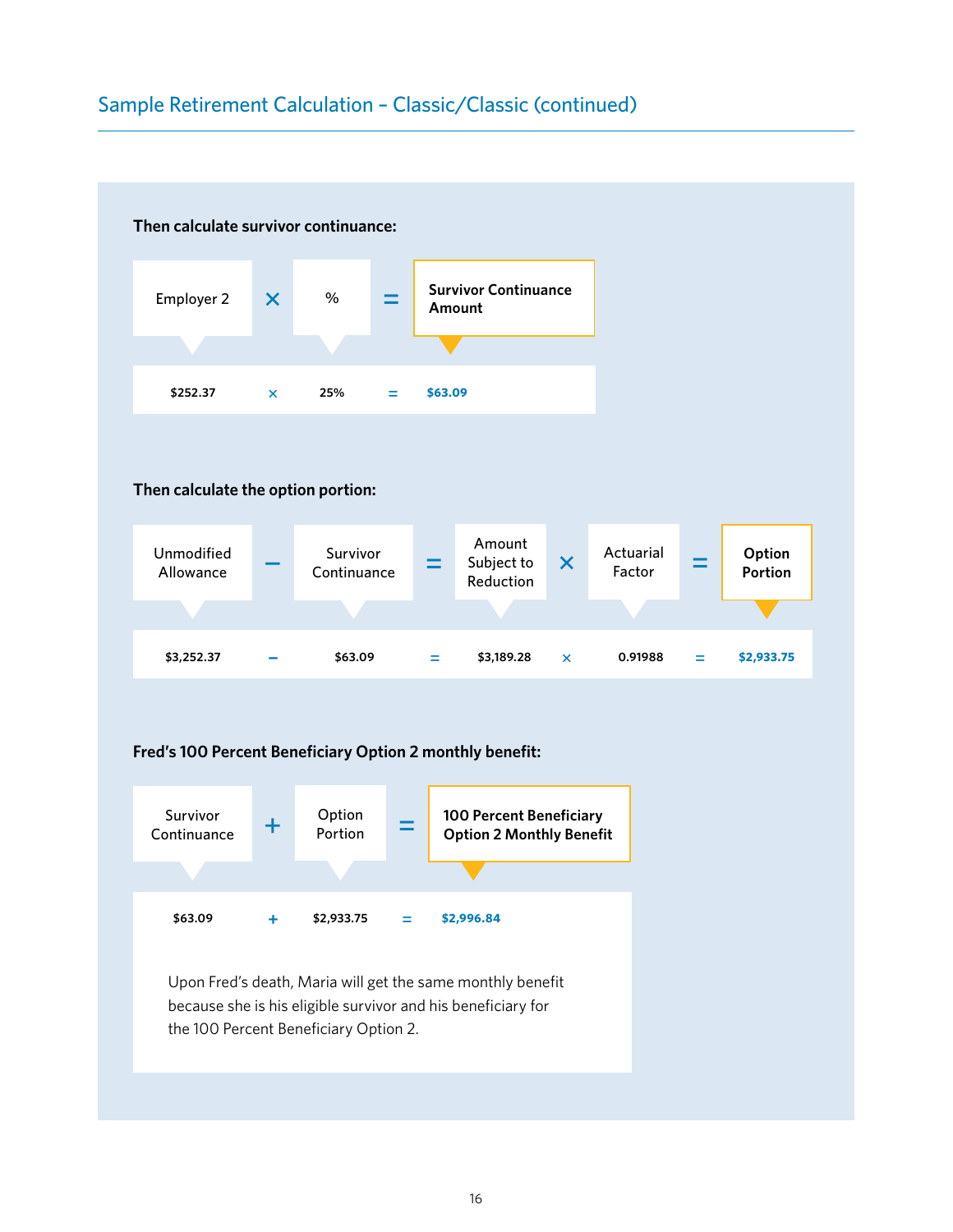## Sample Retirement Calculation – Classic/Classic (continued)

**Then calculate survivor continuance:**

| Employer 2 | × | % | = | **Survivor Continuance Amount** |
|---|---|---|---|---|
| $252.37 | × | 25% | = | $63.09 |

**Then calculate the option portion:**

| Unmodified Allowance | – | Survivor Continuance | = | Amount Subject to Reduction | × | Actuarial Factor | = | **Option Portion** |
|---|---|---|---|---|---|---|---|---|
| $3,252.37 | – | $63.09 | = | $3,189.28 | × | 0.91988 | = | $2,933.75 |

**Fred's 100 Percent Beneficiary Option 2 monthly benefit:**

| Survivor Continuance | + | Option Portion | = | **100 Percent Beneficiary Option 2 Monthly Benefit** |
|---|---|---|---|---|
| $63.09 | + | $2,933.75 | = | $2,996.84 |

Upon Fred's death, Maria will get the same monthly benefit because she is his eligible survivor and his beneficiary for the 100 Percent Beneficiary Option 2.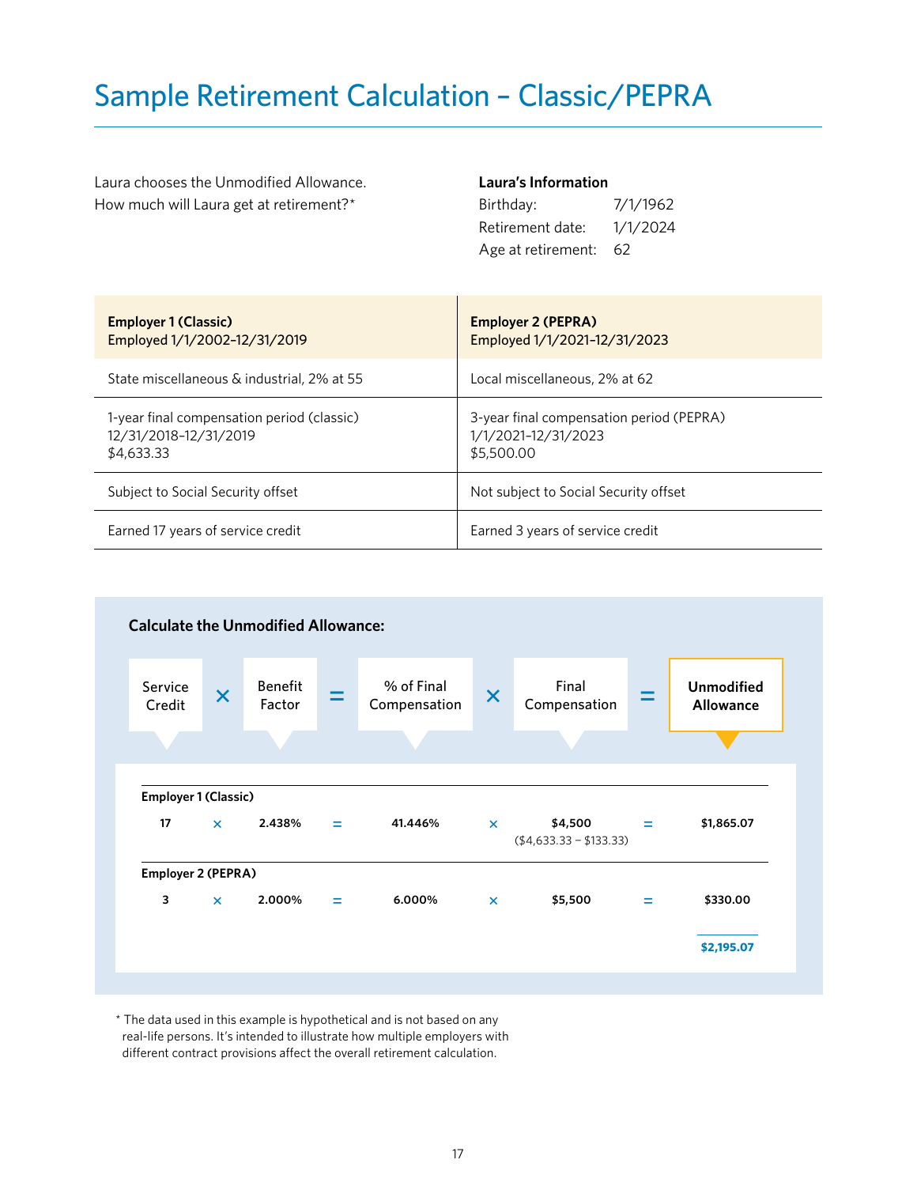# Sample Retirement Calculation – Classic/PEPRA

Laura chooses the Unmodified Allowance. How much will Laura get at retirement?*

**Laura's Information**

Birthday: 7/1/1962
Retirement date: 1/1/2024
Age at retirement: 62

| **Employer 1 (Classic)** Employed 1/1/2002–12/31/2019 | **Employer 2 (PEPRA)** Employed 1/1/2021–12/31/2023 |
|---|---|
| State miscellaneous & industrial, 2% at 55 | Local miscellaneous, 2% at 62 |
| 1-year final compensation period (classic) 12/31/2018–12/31/2019 $4,633.33 | 3-year final compensation period (PEPRA) 1/1/2021–12/31/2023 $5,500.00 |
| Subject to Social Security offset | Not subject to Social Security offset |
| Earned 17 years of service credit | Earned 3 years of service credit |

**Calculate the Unmodified Allowance:**

Service Credit × Benefit Factor = % of Final Compensation × Final Compensation = **Unmodified Allowance**

| | Service Credit | | Benefit Factor | | % of Final Compensation | | Final Compensation | | Unmodified Allowance |
|---|---|---|---|---|---|---|---|---|---|
| **Employer 1 (Classic)** | **17** | × | **2.438%** | = | **41.446%** | × | **$4,500** ($4,633.33 – $133.33) | = | **$1,865.07** |
| **Employer 2 (PEPRA)** | **3** | × | **2.000%** | = | **6.000%** | × | **$5,500** | = | **$330.00** |
| | | | | | | | | | **$2,195.07** |

\* The data used in this example is hypothetical and is not based on any real-life persons. It's intended to illustrate how multiple employers with different contract provisions affect the overall retirement calculation.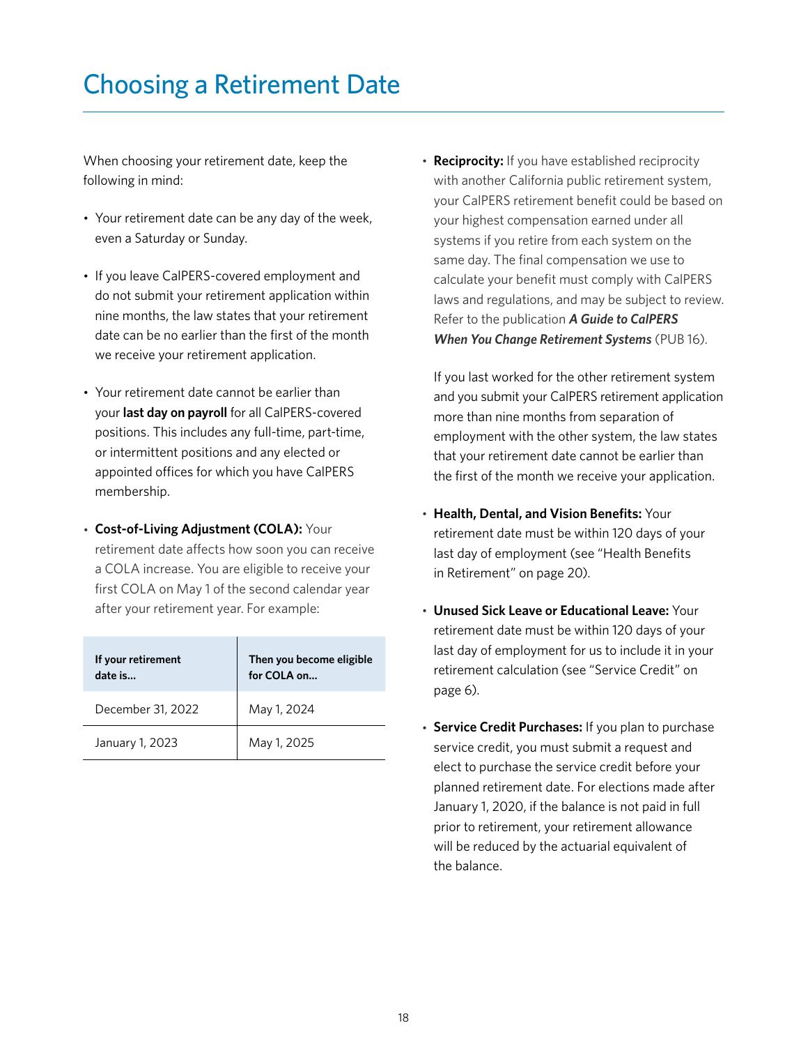# Choosing a Retirement Date

When choosing your retirement date, keep the following in mind:

- Your retirement date can be any day of the week, even a Saturday or Sunday.
- If you leave CalPERS-covered employment and do not submit your retirement application within nine months, the law states that your retirement date can be no earlier than the first of the month we receive your retirement application.
- Your retirement date cannot be earlier than your **last day on payroll** for all CalPERS-covered positions. This includes any full-time, part-time, or intermittent positions and any elected or appointed offices for which you have CalPERS membership.
- **Cost-of-Living Adjustment (COLA):** Your retirement date affects how soon you can receive a COLA increase. You are eligible to receive your first COLA on May 1 of the second calendar year after your retirement year. For example:

| If your retirement date is... | Then you become eligible for COLA on... |
|---|---|
| December 31, 2022 | May 1, 2024 |
| January 1, 2023 | May 1, 2025 |

- **Reciprocity:** If you have established reciprocity with another California public retirement system, your CalPERS retirement benefit could be based on your highest compensation earned under all systems if you retire from each system on the same day. The final compensation we use to calculate your benefit must comply with CalPERS laws and regulations, and may be subject to review. Refer to the publication ***A Guide to CalPERS When You Change Retirement Systems*** (PUB 16).

  If you last worked for the other retirement system and you submit your CalPERS retirement application more than nine months from separation of employment with the other system, the law states that your retirement date cannot be earlier than the first of the month we receive your application.

- **Health, Dental, and Vision Benefits:** Your retirement date must be within 120 days of your last day of employment (see "Health Benefits in Retirement" on page 20).
- **Unused Sick Leave or Educational Leave:** Your retirement date must be within 120 days of your last day of employment for us to include it in your retirement calculation (see "Service Credit" on page 6).
- **Service Credit Purchases:** If you plan to purchase service credit, you must submit a request and elect to purchase the service credit before your planned retirement date. For elections made after January 1, 2020, if the balance is not paid in full prior to retirement, your retirement allowance will be reduced by the actuarial equivalent of the balance.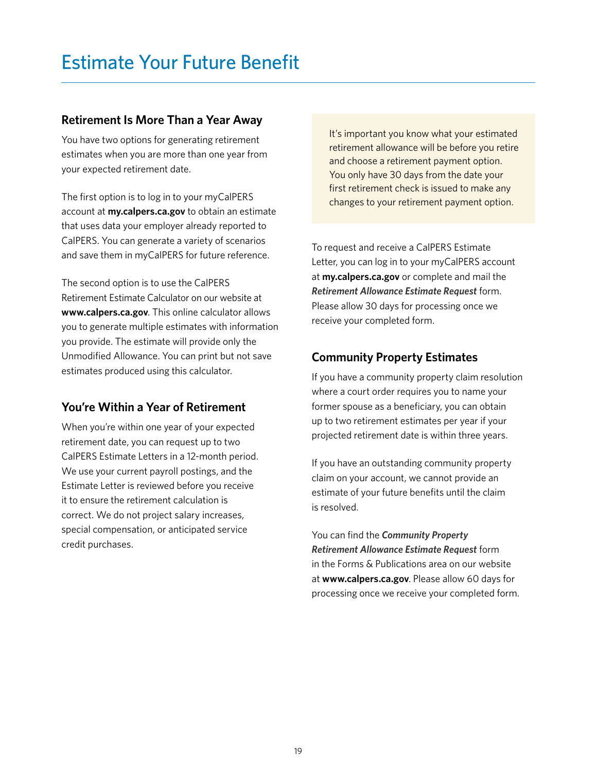# Estimate Your Future Benefit

## Retirement Is More Than a Year Away

You have two options for generating retirement estimates when you are more than one year from your expected retirement date.

The first option is to log in to your myCalPERS account at **my.calpers.ca.gov** to obtain an estimate that uses data your employer already reported to CalPERS. You can generate a variety of scenarios and save them in myCalPERS for future reference.

The second option is to use the CalPERS Retirement Estimate Calculator on our website at **www.calpers.ca.gov**. This online calculator allows you to generate multiple estimates with information you provide. The estimate will provide only the Unmodified Allowance. You can print but not save estimates produced using this calculator.

## You're Within a Year of Retirement

When you're within one year of your expected retirement date, you can request up to two CalPERS Estimate Letters in a 12-month period. We use your current payroll postings, and the Estimate Letter is reviewed before you receive it to ensure the retirement calculation is correct. We do not project salary increases, special compensation, or anticipated service credit purchases.

> It's important you know what your estimated retirement allowance will be before you retire and choose a retirement payment option. You only have 30 days from the date your first retirement check is issued to make any changes to your retirement payment option.

To request and receive a CalPERS Estimate Letter, you can log in to your myCalPERS account at **my.calpers.ca.gov** or complete and mail the ***Retirement Allowance Estimate Request*** form. Please allow 30 days for processing once we receive your completed form.

## Community Property Estimates

If you have a community property claim resolution where a court order requires you to name your former spouse as a beneficiary, you can obtain up to two retirement estimates per year if your projected retirement date is within three years.

If you have an outstanding community property claim on your account, we cannot provide an estimate of your future benefits until the claim is resolved.

You can find the ***Community Property Retirement Allowance Estimate Request*** form in the Forms & Publications area on our website at **www.calpers.ca.gov**. Please allow 60 days for processing once we receive your completed form.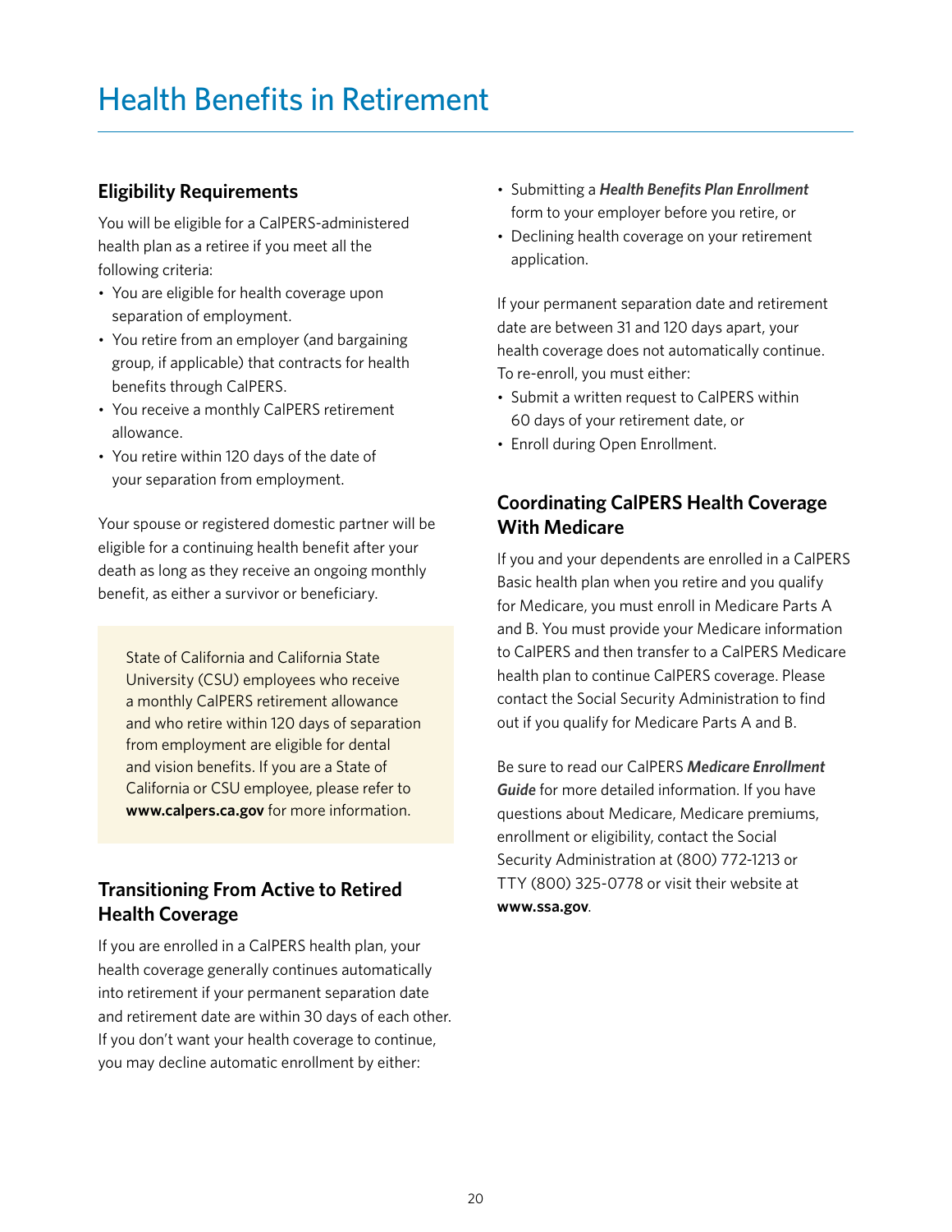# Health Benefits in Retirement

## Eligibility Requirements

You will be eligible for a CalPERS-administered health plan as a retiree if you meet all the following criteria:

- You are eligible for health coverage upon separation of employment.
- You retire from an employer (and bargaining group, if applicable) that contracts for health benefits through CalPERS.
- You receive a monthly CalPERS retirement allowance.
- You retire within 120 days of the date of your separation from employment.

Your spouse or registered domestic partner will be eligible for a continuing health benefit after your death as long as they receive an ongoing monthly benefit, as either a survivor or beneficiary.

State of California and California State University (CSU) employees who receive a monthly CalPERS retirement allowance and who retire within 120 days of separation from employment are eligible for dental and vision benefits. If you are a State of California or CSU employee, please refer to **www.calpers.ca.gov** for more information.

## Transitioning From Active to Retired Health Coverage

If you are enrolled in a CalPERS health plan, your health coverage generally continues automatically into retirement if your permanent separation date and retirement date are within 30 days of each other. If you don't want your health coverage to continue, you may decline automatic enrollment by either:

- Submitting a ***Health Benefits Plan Enrollment*** form to your employer before you retire, or
- Declining health coverage on your retirement application.

If your permanent separation date and retirement date are between 31 and 120 days apart, your health coverage does not automatically continue. To re-enroll, you must either:

- Submit a written request to CalPERS within 60 days of your retirement date, or
- Enroll during Open Enrollment.

## Coordinating CalPERS Health Coverage With Medicare

If you and your dependents are enrolled in a CalPERS Basic health plan when you retire and you qualify for Medicare, you must enroll in Medicare Parts A and B. You must provide your Medicare information to CalPERS and then transfer to a CalPERS Medicare health plan to continue CalPERS coverage. Please contact the Social Security Administration to find out if you qualify for Medicare Parts A and B.

Be sure to read our CalPERS ***Medicare Enrollment Guide*** for more detailed information. If you have questions about Medicare, Medicare premiums, enrollment or eligibility, contact the Social Security Administration at (800) 772-1213 or TTY (800) 325-0778 or visit their website at **www.ssa.gov**.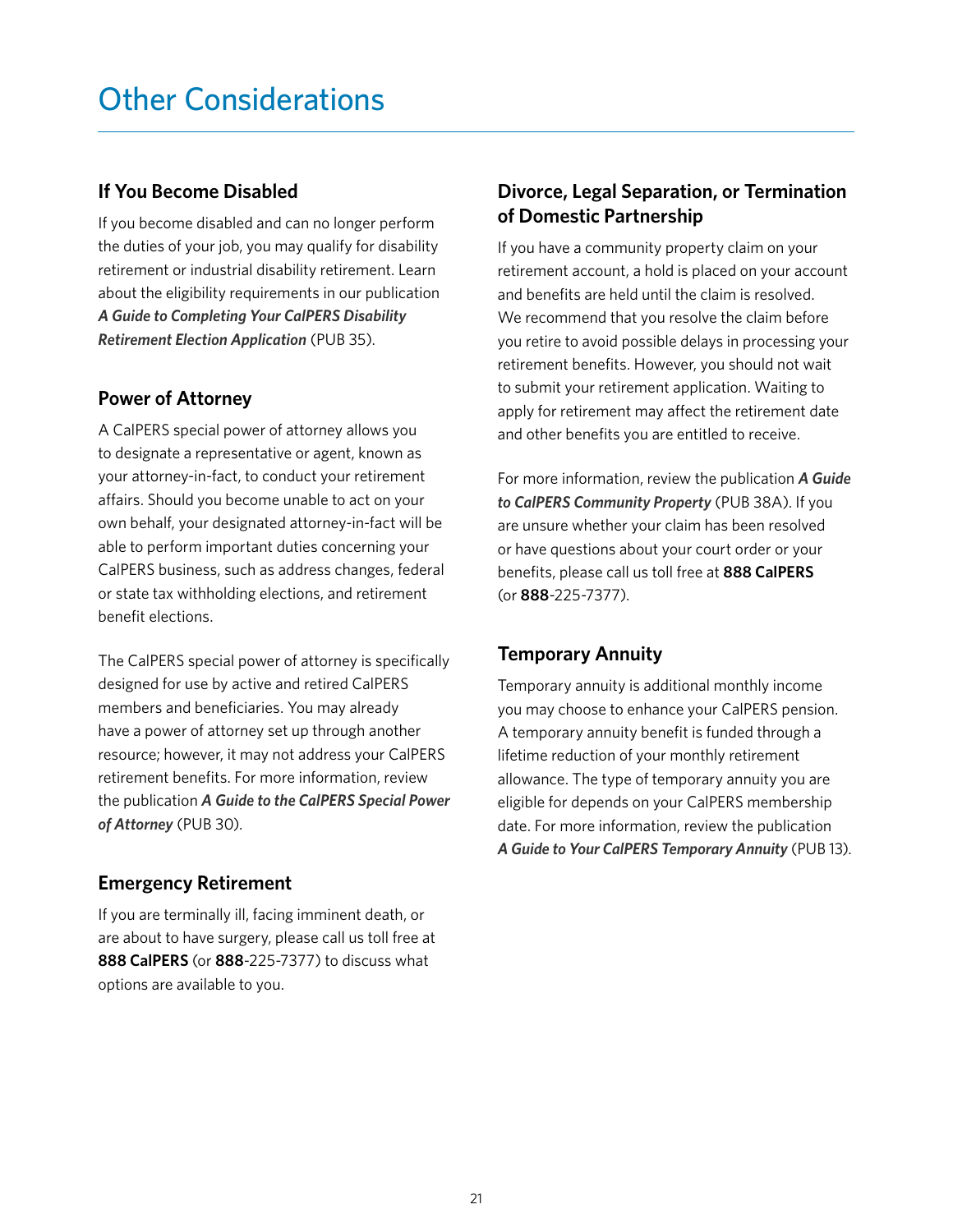# Other Considerations

## If You Become Disabled

If you become disabled and can no longer perform the duties of your job, you may qualify for disability retirement or industrial disability retirement. Learn about the eligibility requirements in our publication ***A Guide to Completing Your CalPERS Disability Retirement Election Application*** (PUB 35).

## Power of Attorney

A CalPERS special power of attorney allows you to designate a representative or agent, known as your attorney-in-fact, to conduct your retirement affairs. Should you become unable to act on your own behalf, your designated attorney-in-fact will be able to perform important duties concerning your CalPERS business, such as address changes, federal or state tax withholding elections, and retirement benefit elections.

The CalPERS special power of attorney is specifically designed for use by active and retired CalPERS members and beneficiaries. You may already have a power of attorney set up through another resource; however, it may not address your CalPERS retirement benefits. For more information, review the publication ***A Guide to the CalPERS Special Power of Attorney*** (PUB 30).

## Emergency Retirement

If you are terminally ill, facing imminent death, or are about to have surgery, please call us toll free at **888 CalPERS** (or **888**-225-7377) to discuss what options are available to you.

## Divorce, Legal Separation, or Termination of Domestic Partnership

If you have a community property claim on your retirement account, a hold is placed on your account and benefits are held until the claim is resolved. We recommend that you resolve the claim before you retire to avoid possible delays in processing your retirement benefits. However, you should not wait to submit your retirement application. Waiting to apply for retirement may affect the retirement date and other benefits you are entitled to receive.

For more information, review the publication ***A Guide to CalPERS Community Property*** (PUB 38A). If you are unsure whether your claim has been resolved or have questions about your court order or your benefits, please call us toll free at **888 CalPERS** (or **888**-225-7377).

## Temporary Annuity

Temporary annuity is additional monthly income you may choose to enhance your CalPERS pension. A temporary annuity benefit is funded through a lifetime reduction of your monthly retirement allowance. The type of temporary annuity you are eligible for depends on your CalPERS membership date. For more information, review the publication ***A Guide to Your CalPERS Temporary Annuity*** (PUB 13).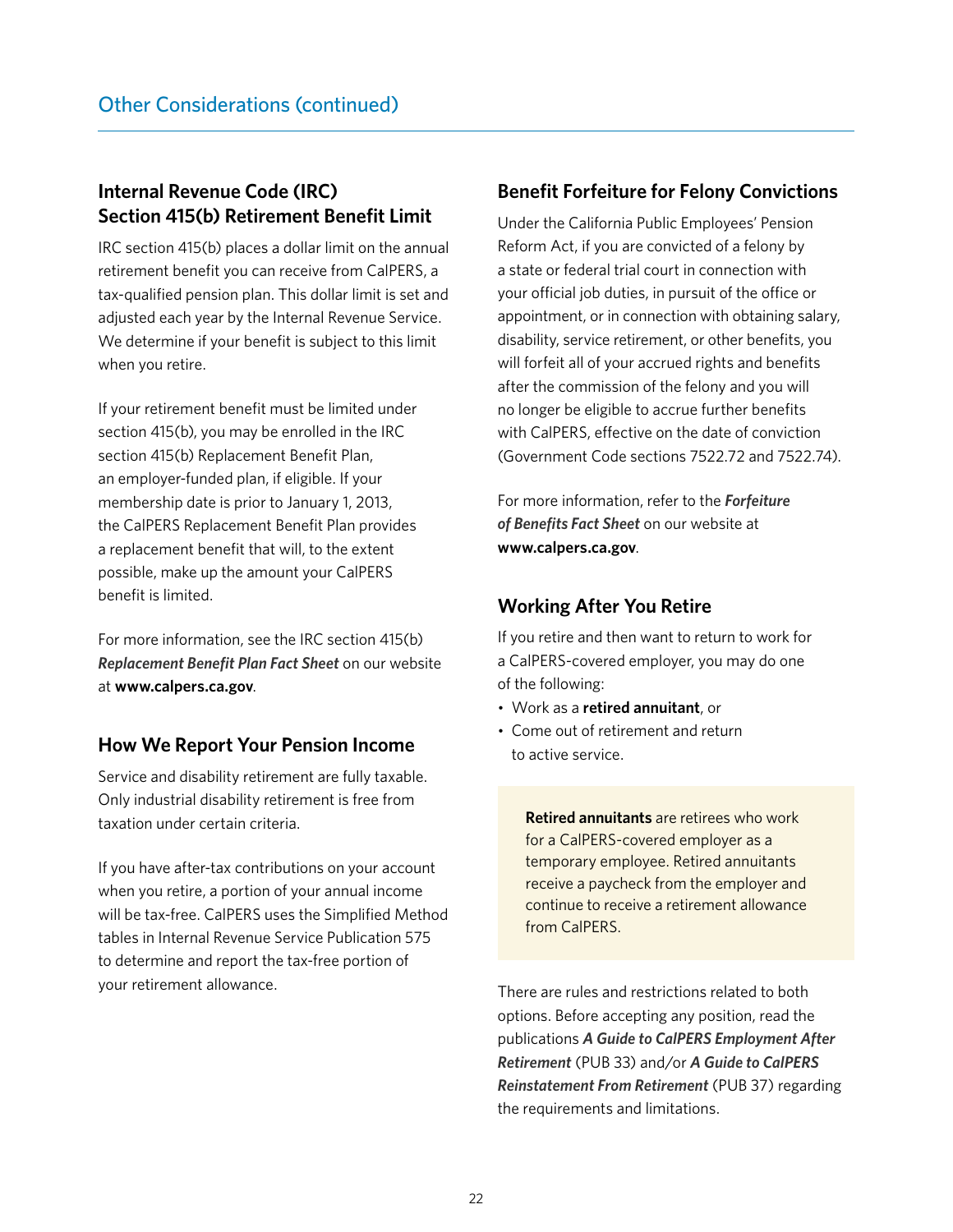## Other Considerations (continued)

### Internal Revenue Code (IRC) Section 415(b) Retirement Benefit Limit

IRC section 415(b) places a dollar limit on the annual retirement benefit you can receive from CalPERS, a tax-qualified pension plan. This dollar limit is set and adjusted each year by the Internal Revenue Service. We determine if your benefit is subject to this limit when you retire.

If your retirement benefit must be limited under section 415(b), you may be enrolled in the IRC section 415(b) Replacement Benefit Plan, an employer-funded plan, if eligible. If your membership date is prior to January 1, 2013, the CalPERS Replacement Benefit Plan provides a replacement benefit that will, to the extent possible, make up the amount your CalPERS benefit is limited.

For more information, see the IRC section 415(b) ***Replacement Benefit Plan Fact Sheet*** on our website at **www.calpers.ca.gov**.

### How We Report Your Pension Income

Service and disability retirement are fully taxable. Only industrial disability retirement is free from taxation under certain criteria.

If you have after-tax contributions on your account when you retire, a portion of your annual income will be tax-free. CalPERS uses the Simplified Method tables in Internal Revenue Service Publication 575 to determine and report the tax-free portion of your retirement allowance.

### Benefit Forfeiture for Felony Convictions

Under the California Public Employees' Pension Reform Act, if you are convicted of a felony by a state or federal trial court in connection with your official job duties, in pursuit of the office or appointment, or in connection with obtaining salary, disability, service retirement, or other benefits, you will forfeit all of your accrued rights and benefits after the commission of the felony and you will no longer be eligible to accrue further benefits with CalPERS, effective on the date of conviction (Government Code sections 7522.72 and 7522.74).

For more information, refer to the ***Forfeiture of Benefits Fact Sheet*** on our website at **www.calpers.ca.gov**.

### Working After You Retire

If you retire and then want to return to work for a CalPERS-covered employer, you may do one of the following:

- Work as a **retired annuitant**, or
- Come out of retirement and return to active service.

> **Retired annuitants** are retirees who work for a CalPERS-covered employer as a temporary employee. Retired annuitants receive a paycheck from the employer and continue to receive a retirement allowance from CalPERS.

There are rules and restrictions related to both options. Before accepting any position, read the publications ***A Guide to CalPERS Employment After Retirement*** (PUB 33) and/or ***A Guide to CalPERS Reinstatement From Retirement*** (PUB 37) regarding the requirements and limitations.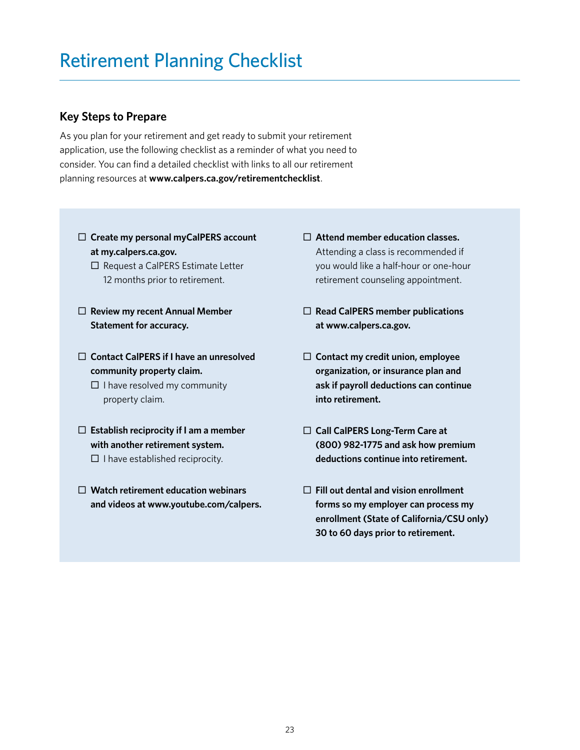# Retirement Planning Checklist

## Key Steps to Prepare

As you plan for your retirement and get ready to submit your retirement application, use the following checklist as a reminder of what you need to consider. You can find a detailed checklist with links to all our retirement planning resources at **www.calpers.ca.gov/retirementchecklist**.

- ☐ **Create my personal myCalPERS account at my.calpers.ca.gov.**
  - ☐ Request a CalPERS Estimate Letter 12 months prior to retirement.
- ☐ **Review my recent Annual Member Statement for accuracy.**
- ☐ **Contact CalPERS if I have an unresolved community property claim.**
  - ☐ I have resolved my community property claim.
- ☐ **Establish reciprocity if I am a member with another retirement system.**
  - ☐ I have established reciprocity.
- ☐ **Watch retirement education webinars and videos at www.youtube.com/calpers.**
- ☐ **Attend member education classes.** Attending a class is recommended if you would like a half-hour or one-hour retirement counseling appointment.
- ☐ **Read CalPERS member publications at www.calpers.ca.gov.**
- ☐ **Contact my credit union, employee organization, or insurance plan and ask if payroll deductions can continue into retirement.**
- ☐ **Call CalPERS Long-Term Care at (800) 982-1775 and ask how premium deductions continue into retirement.**
- ☐ **Fill out dental and vision enrollment forms so my employer can process my enrollment (State of California/CSU only) 30 to 60 days prior to retirement.**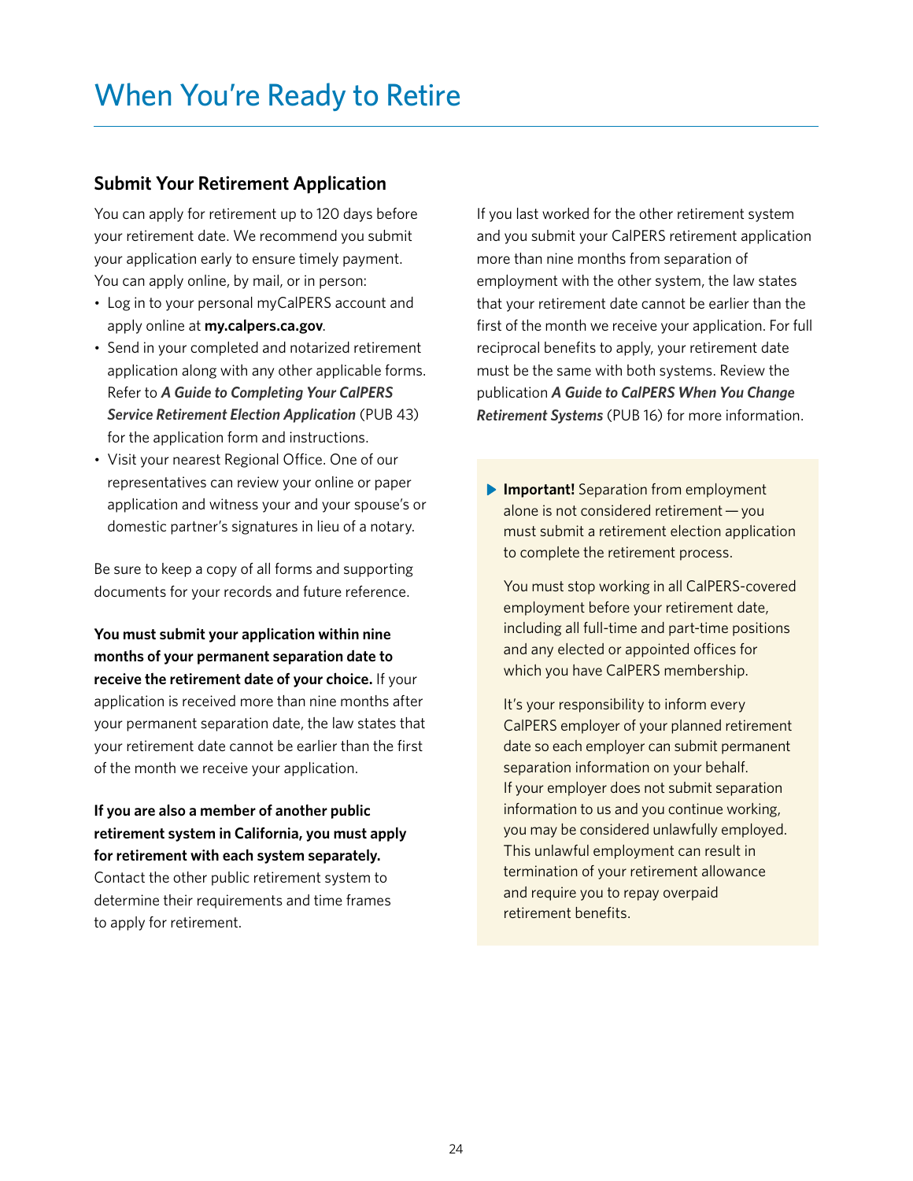# When You're Ready to Retire

## Submit Your Retirement Application

You can apply for retirement up to 120 days before your retirement date. We recommend you submit your application early to ensure timely payment. You can apply online, by mail, or in person:

- Log in to your personal myCalPERS account and apply online at **my.calpers.ca.gov**.
- Send in your completed and notarized retirement application along with any other applicable forms. Refer to ***A Guide to Completing Your CalPERS Service Retirement Election Application*** (PUB 43) for the application form and instructions.
- Visit your nearest Regional Office. One of our representatives can review your online or paper application and witness your and your spouse's or domestic partner's signatures in lieu of a notary.

Be sure to keep a copy of all forms and supporting documents for your records and future reference.

**You must submit your application within nine months of your permanent separation date to receive the retirement date of your choice.** If your application is received more than nine months after your permanent separation date, the law states that your retirement date cannot be earlier than the first of the month we receive your application.

**If you are also a member of another public retirement system in California, you must apply for retirement with each system separately.** Contact the other public retirement system to determine their requirements and time frames to apply for retirement.

If you last worked for the other retirement system and you submit your CalPERS retirement application more than nine months from separation of employment with the other system, the law states that your retirement date cannot be earlier than the first of the month we receive your application. For full reciprocal benefits to apply, your retirement date must be the same with both systems. Review the publication ***A Guide to CalPERS When You Change Retirement Systems*** (PUB 16) for more information.

> **Important!** Separation from employment alone is not considered retirement — you must submit a retirement election application to complete the retirement process.
>
> You must stop working in all CalPERS-covered employment before your retirement date, including all full-time and part-time positions and any elected or appointed offices for which you have CalPERS membership.
>
> It's your responsibility to inform every CalPERS employer of your planned retirement date so each employer can submit permanent separation information on your behalf. If your employer does not submit separation information to us and you continue working, you may be considered unlawfully employed. This unlawful employment can result in termination of your retirement allowance and require you to repay overpaid retirement benefits.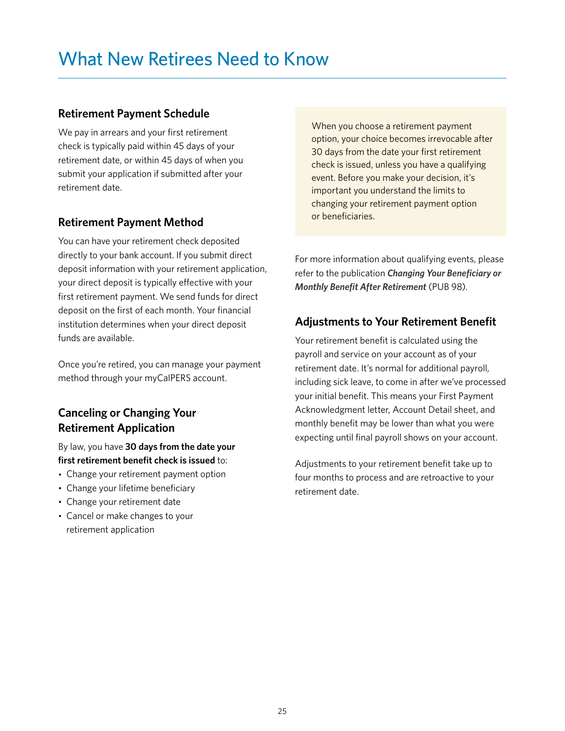# What New Retirees Need to Know

## Retirement Payment Schedule

We pay in arrears and your first retirement check is typically paid within 45 days of your retirement date, or within 45 days of when you submit your application if submitted after your retirement date.

## Retirement Payment Method

You can have your retirement check deposited directly to your bank account. If you submit direct deposit information with your retirement application, your direct deposit is typically effective with your first retirement payment. We send funds for direct deposit on the first of each month. Your financial institution determines when your direct deposit funds are available.

Once you're retired, you can manage your payment method through your myCalPERS account.

## Canceling or Changing Your Retirement Application

By law, you have **30 days from the date your first retirement benefit check is issued** to:

- Change your retirement payment option
- Change your lifetime beneficiary
- Change your retirement date
- Cancel or make changes to your retirement application

When you choose a retirement payment option, your choice becomes irrevocable after 30 days from the date your first retirement check is issued, unless you have a qualifying event. Before you make your decision, it's important you understand the limits to changing your retirement payment option or beneficiaries.

For more information about qualifying events, please refer to the publication ***Changing Your Beneficiary or Monthly Benefit After Retirement*** (PUB 98).

## Adjustments to Your Retirement Benefit

Your retirement benefit is calculated using the payroll and service on your account as of your retirement date. It's normal for additional payroll, including sick leave, to come in after we've processed your initial benefit. This means your First Payment Acknowledgment letter, Account Detail sheet, and monthly benefit may be lower than what you were expecting until final payroll shows on your account.

Adjustments to your retirement benefit take up to four months to process and are retroactive to your retirement date.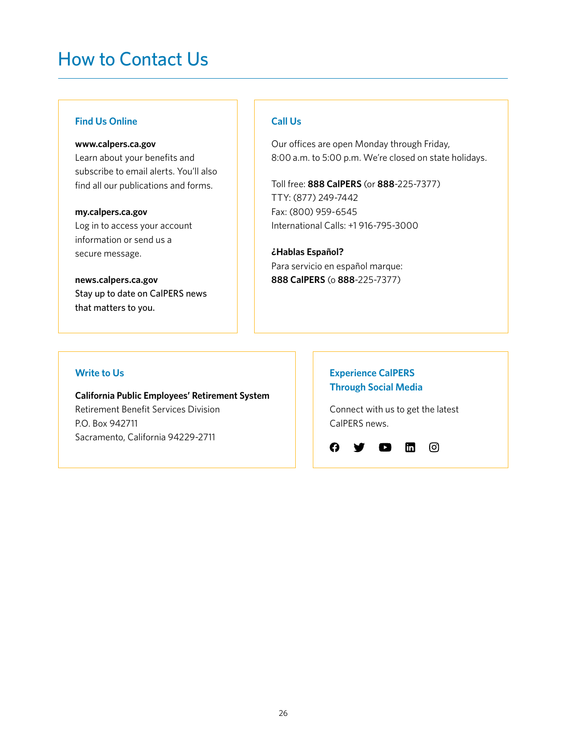# How to Contact Us

## Find Us Online

**www.calpers.ca.gov**
Learn about your benefits and subscribe to email alerts. You'll also find all our publications and forms.

**my.calpers.ca.gov**
Log in to access your account information or send us a secure message.

**news.calpers.ca.gov**
Stay up to date on CalPERS news that matters to you.

## Call Us

Our offices are open Monday through Friday, 8:00 a.m. to 5:00 p.m. We're closed on state holidays.

Toll free: **888 CalPERS** (or **888**-225-7377)
TTY: (877) 249-7442
Fax: (800) 959-6545
International Calls: +1 916-795-3000

**¿Hablas Español?**
Para servicio en español marque:
**888 CalPERS** (o **888**-225-7377)

## Write to Us

**California Public Employees' Retirement System**
Retirement Benefit Services Division
P.O. Box 942711
Sacramento, California 94229-2711

## Experience CalPERS Through Social Media

Connect with us to get the latest CalPERS news.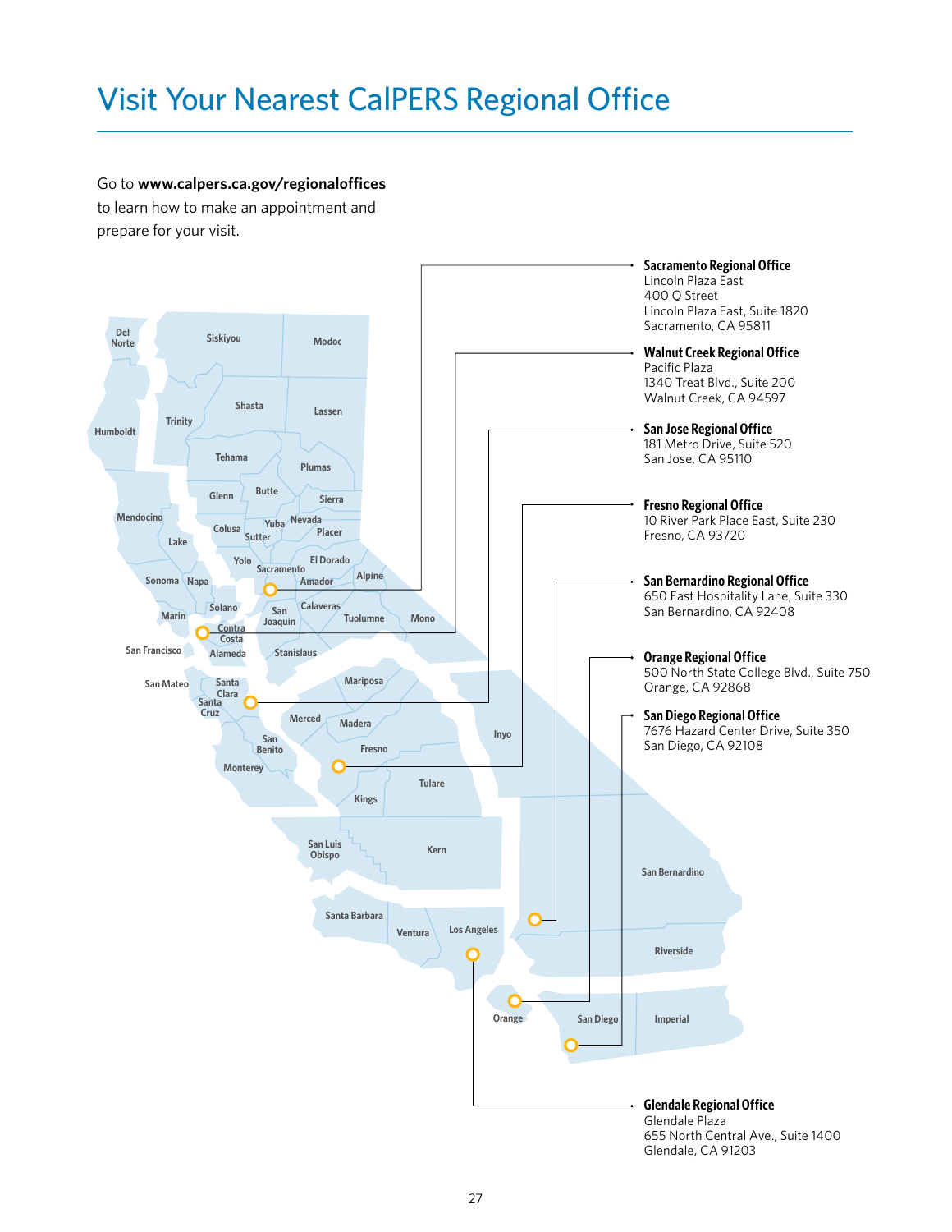# Visit Your Nearest CalPERS Regional Office

Go to **www.calpers.ca.gov/regionaloffices** to learn how to make an appointment and prepare for your visit.

**Sacramento Regional Office**
Lincoln Plaza East
400 Q Street
Lincoln Plaza East, Suite 1820
Sacramento, CA 95811

**Walnut Creek Regional Office**
Pacific Plaza
1340 Treat Blvd., Suite 200
Walnut Creek, CA 94597

**San Jose Regional Office**
181 Metro Drive, Suite 520
San Jose, CA 95110

**Fresno Regional Office**
10 River Park Place East, Suite 230
Fresno, CA 93720

**San Bernardino Regional Office**
650 East Hospitality Lane, Suite 330
San Bernardino, CA 92408

**Orange Regional Office**
500 North State College Blvd., Suite 750
Orange, CA 92868

**San Diego Regional Office**
7676 Hazard Center Drive, Suite 350
San Diego, CA 92108

**Glendale Regional Office**
Glendale Plaza
655 North Central Ave., Suite 1400
Glendale, CA 91203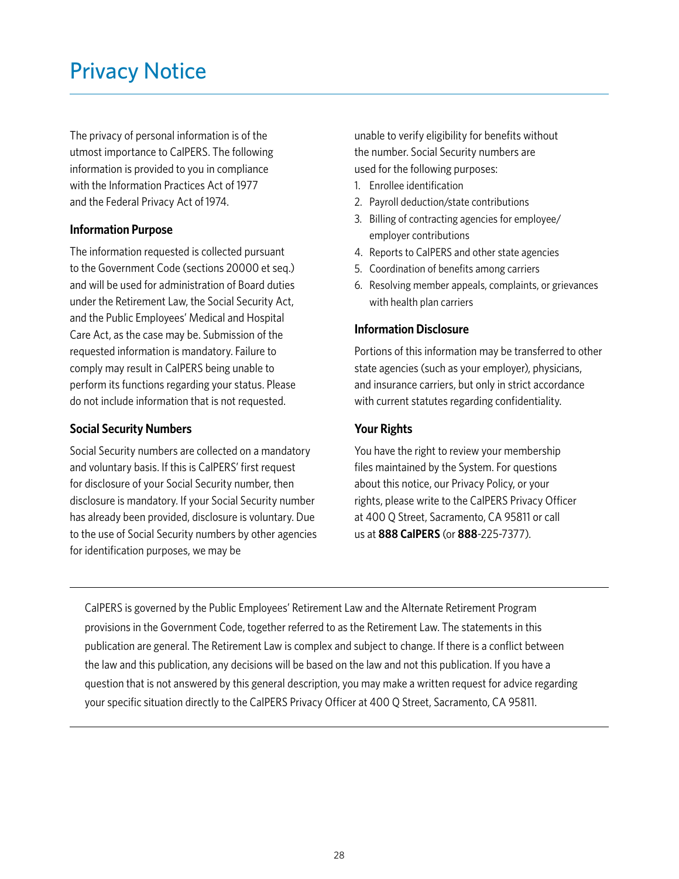# Privacy Notice

The privacy of personal information is of the utmost importance to CalPERS. The following information is provided to you in compliance with the Information Practices Act of 1977 and the Federal Privacy Act of 1974.

### Information Purpose

The information requested is collected pursuant to the Government Code (sections 20000 et seq.) and will be used for administration of Board duties under the Retirement Law, the Social Security Act, and the Public Employees' Medical and Hospital Care Act, as the case may be. Submission of the requested information is mandatory. Failure to comply may result in CalPERS being unable to perform its functions regarding your status. Please do not include information that is not requested.

### Social Security Numbers

Social Security numbers are collected on a mandatory and voluntary basis. If this is CalPERS' first request for disclosure of your Social Security number, then disclosure is mandatory. If your Social Security number has already been provided, disclosure is voluntary. Due to the use of Social Security numbers by other agencies for identification purposes, we may be unable to verify eligibility for benefits without the number. Social Security numbers are used for the following purposes:

1. Enrollee identification
2. Payroll deduction/state contributions
3. Billing of contracting agencies for employee/employer contributions
4. Reports to CalPERS and other state agencies
5. Coordination of benefits among carriers
6. Resolving member appeals, complaints, or grievances with health plan carriers

### Information Disclosure

Portions of this information may be transferred to other state agencies (such as your employer), physicians, and insurance carriers, but only in strict accordance with current statutes regarding confidentiality.

### Your Rights

You have the right to review your membership files maintained by the System. For questions about this notice, our Privacy Policy, or your rights, please write to the CalPERS Privacy Officer at 400 Q Street, Sacramento, CA 95811 or call us at **888 CalPERS** (or **888**-225-7377).

---

CalPERS is governed by the Public Employees' Retirement Law and the Alternate Retirement Program provisions in the Government Code, together referred to as the Retirement Law. The statements in this publication are general. The Retirement Law is complex and subject to change. If there is a conflict between the law and this publication, any decisions will be based on the law and not this publication. If you have a question that is not answered by this general description, you may make a written request for advice regarding your specific situation directly to the CalPERS Privacy Officer at 400 Q Street, Sacramento, CA 95811.

---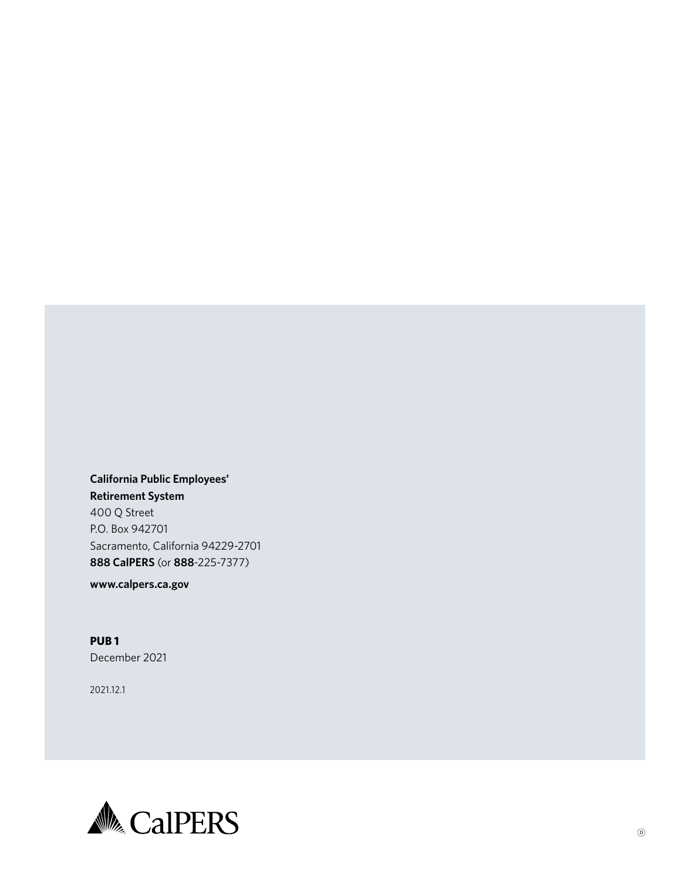**California Public Employees' Retirement System**
400 Q Street
P.O. Box 942701
Sacramento, California 94229-2701
**888 CalPERS** (or **888**-225-7377)

**www.calpers.ca.gov**

**PUB 1**
December 2021

2021.12.1

CalPERS